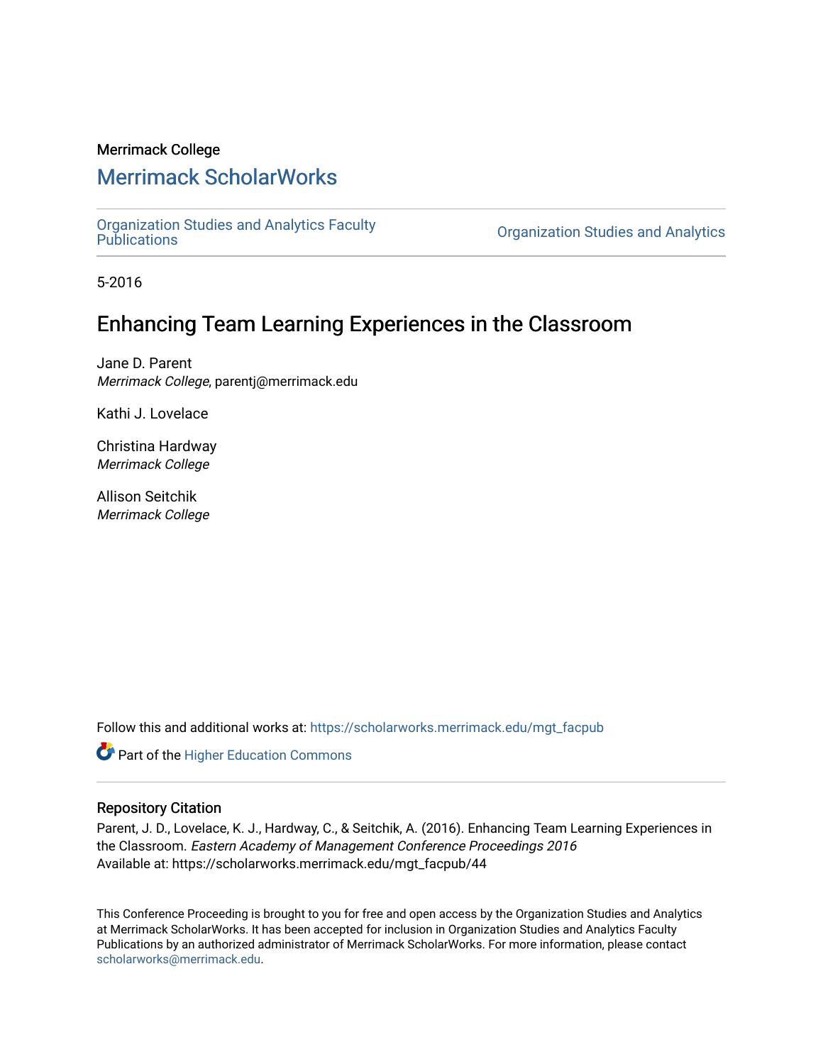Merrimack College

## Merrimack ScholarWorks

Organization Studies and Analytics Faculty Publications

Organization Studies and Analytics

5-2016

# Enhancing Team Learning Experiences in the Classroom

Jane D. Parent
*Merrimack College*, parentj@merrimack.edu

Kathi J. Lovelace

Christina Hardway
*Merrimack College*

Allison Seitchik
*Merrimack College*

Follow this and additional works at: https://scholarworks.merrimack.edu/mgt_facpub

Part of the Higher Education Commons

### Repository Citation

Parent, J. D., Lovelace, K. J., Hardway, C., & Seitchik, A. (2016). Enhancing Team Learning Experiences in the Classroom. *Eastern Academy of Management Conference Proceedings 2016*
Available at: https://scholarworks.merrimack.edu/mgt_facpub/44

This Conference Proceeding is brought to you for free and open access by the Organization Studies and Analytics at Merrimack ScholarWorks. It has been accepted for inclusion in Organization Studies and Analytics Faculty Publications by an authorized administrator of Merrimack ScholarWorks. For more information, please contact scholarworks@merrimack.edu.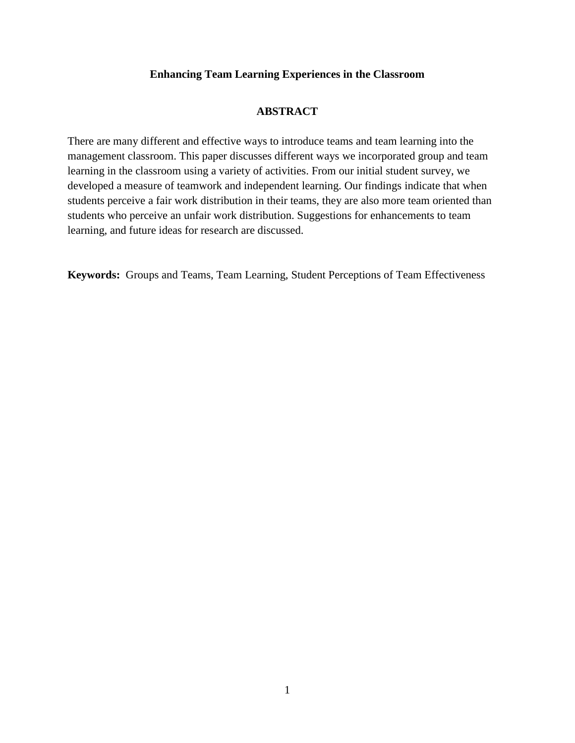# Enhancing Team Learning Experiences in the Classroom

## ABSTRACT

There are many different and effective ways to introduce teams and team learning into the management classroom. This paper discusses different ways we incorporated group and team learning in the classroom using a variety of activities. From our initial student survey, we developed a measure of teamwork and independent learning. Our findings indicate that when students perceive a fair work distribution in their teams, they are also more team oriented than students who perceive an unfair work distribution. Suggestions for enhancements to team learning, and future ideas for research are discussed.

**Keywords:** Groups and Teams, Team Learning, Student Perceptions of Team Effectiveness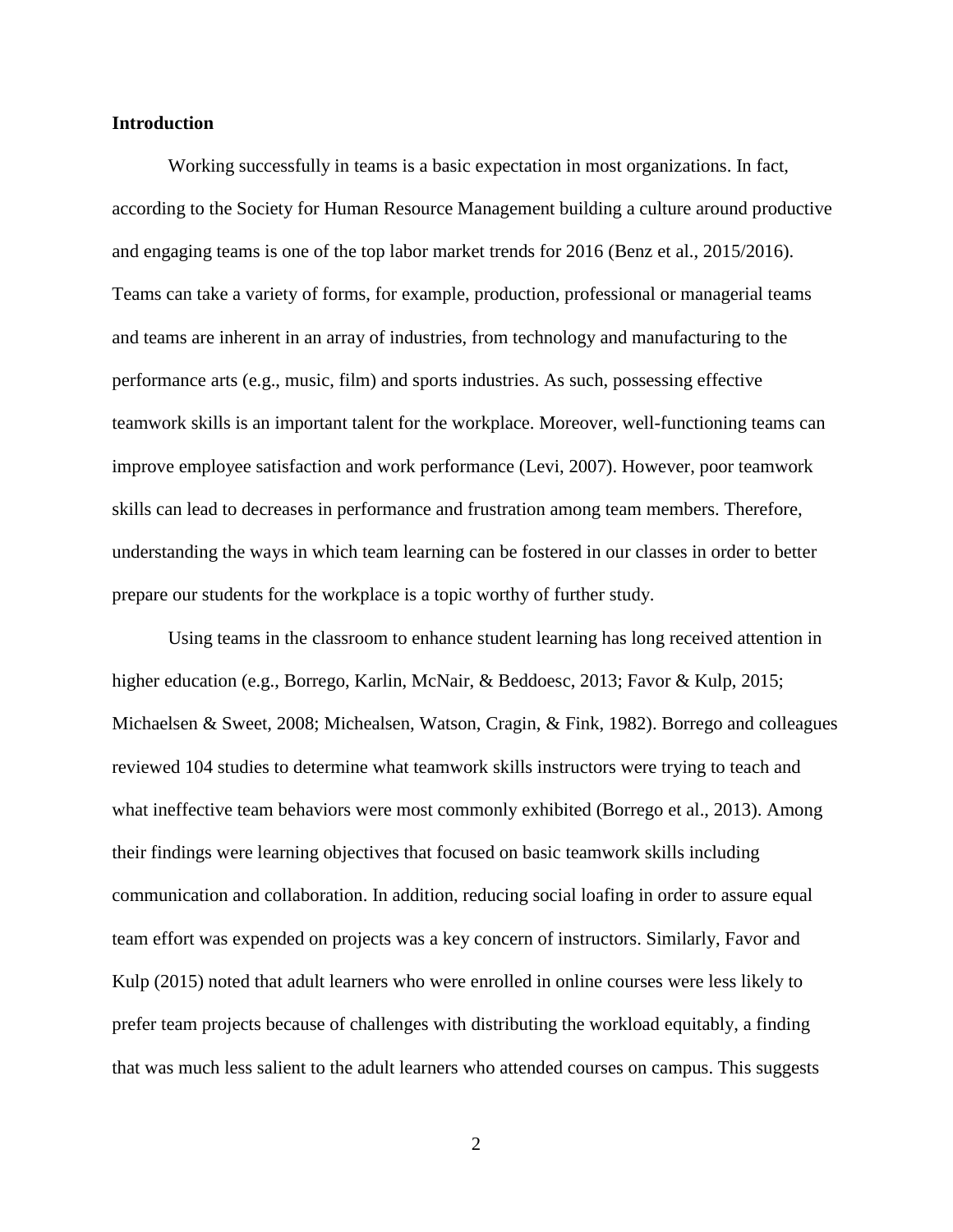**Introduction**

Working successfully in teams is a basic expectation in most organizations. In fact, according to the Society for Human Resource Management building a culture around productive and engaging teams is one of the top labor market trends for 2016 (Benz et al., 2015/2016). Teams can take a variety of forms, for example, production, professional or managerial teams and teams are inherent in an array of industries, from technology and manufacturing to the performance arts (e.g., music, film) and sports industries. As such, possessing effective teamwork skills is an important talent for the workplace. Moreover, well-functioning teams can improve employee satisfaction and work performance (Levi, 2007). However, poor teamwork skills can lead to decreases in performance and frustration among team members. Therefore, understanding the ways in which team learning can be fostered in our classes in order to better prepare our students for the workplace is a topic worthy of further study.

Using teams in the classroom to enhance student learning has long received attention in higher education (e.g., Borrego, Karlin, McNair, & Beddoesc, 2013; Favor & Kulp, 2015; Michaelsen & Sweet, 2008; Michealsen, Watson, Cragin, & Fink, 1982). Borrego and colleagues reviewed 104 studies to determine what teamwork skills instructors were trying to teach and what ineffective team behaviors were most commonly exhibited (Borrego et al., 2013). Among their findings were learning objectives that focused on basic teamwork skills including communication and collaboration. In addition, reducing social loafing in order to assure equal team effort was expended on projects was a key concern of instructors. Similarly, Favor and Kulp (2015) noted that adult learners who were enrolled in online courses were less likely to prefer team projects because of challenges with distributing the workload equitably, a finding that was much less salient to the adult learners who attended courses on campus. This suggests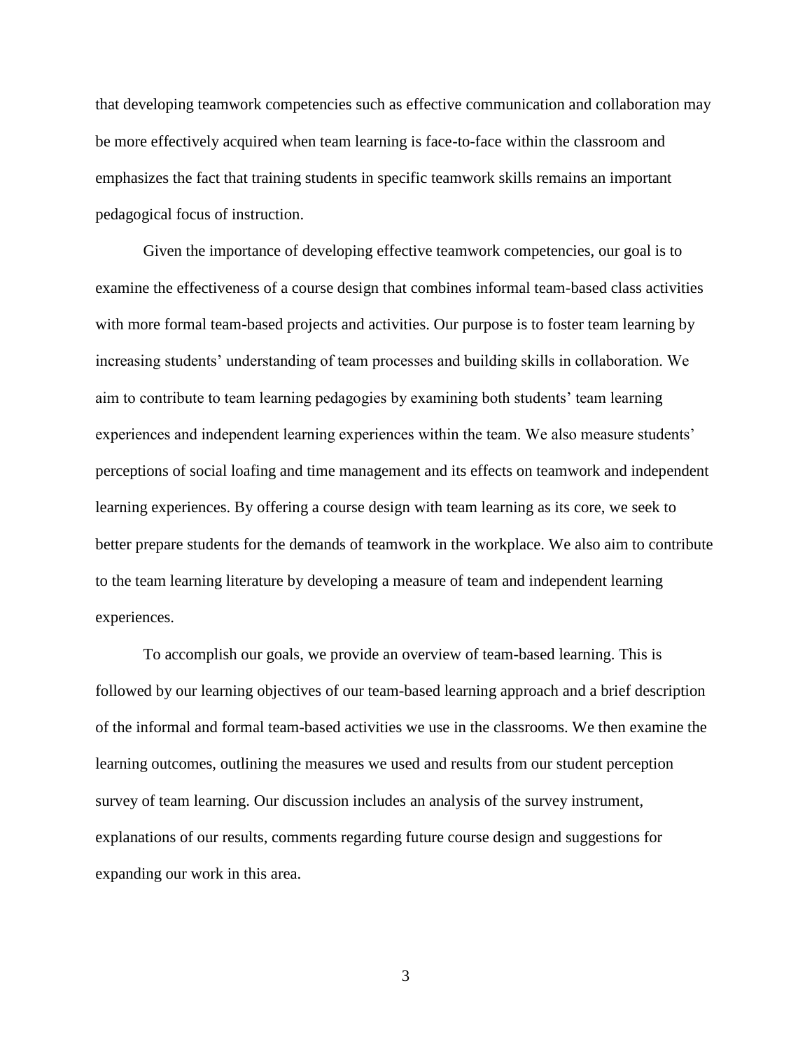that developing teamwork competencies such as effective communication and collaboration may be more effectively acquired when team learning is face-to-face within the classroom and emphasizes the fact that training students in specific teamwork skills remains an important pedagogical focus of instruction.

Given the importance of developing effective teamwork competencies, our goal is to examine the effectiveness of a course design that combines informal team-based class activities with more formal team-based projects and activities. Our purpose is to foster team learning by increasing students' understanding of team processes and building skills in collaboration. We aim to contribute to team learning pedagogies by examining both students' team learning experiences and independent learning experiences within the team. We also measure students' perceptions of social loafing and time management and its effects on teamwork and independent learning experiences. By offering a course design with team learning as its core, we seek to better prepare students for the demands of teamwork in the workplace. We also aim to contribute to the team learning literature by developing a measure of team and independent learning experiences.

To accomplish our goals, we provide an overview of team-based learning. This is followed by our learning objectives of our team-based learning approach and a brief description of the informal and formal team-based activities we use in the classrooms. We then examine the learning outcomes, outlining the measures we used and results from our student perception survey of team learning. Our discussion includes an analysis of the survey instrument, explanations of our results, comments regarding future course design and suggestions for expanding our work in this area.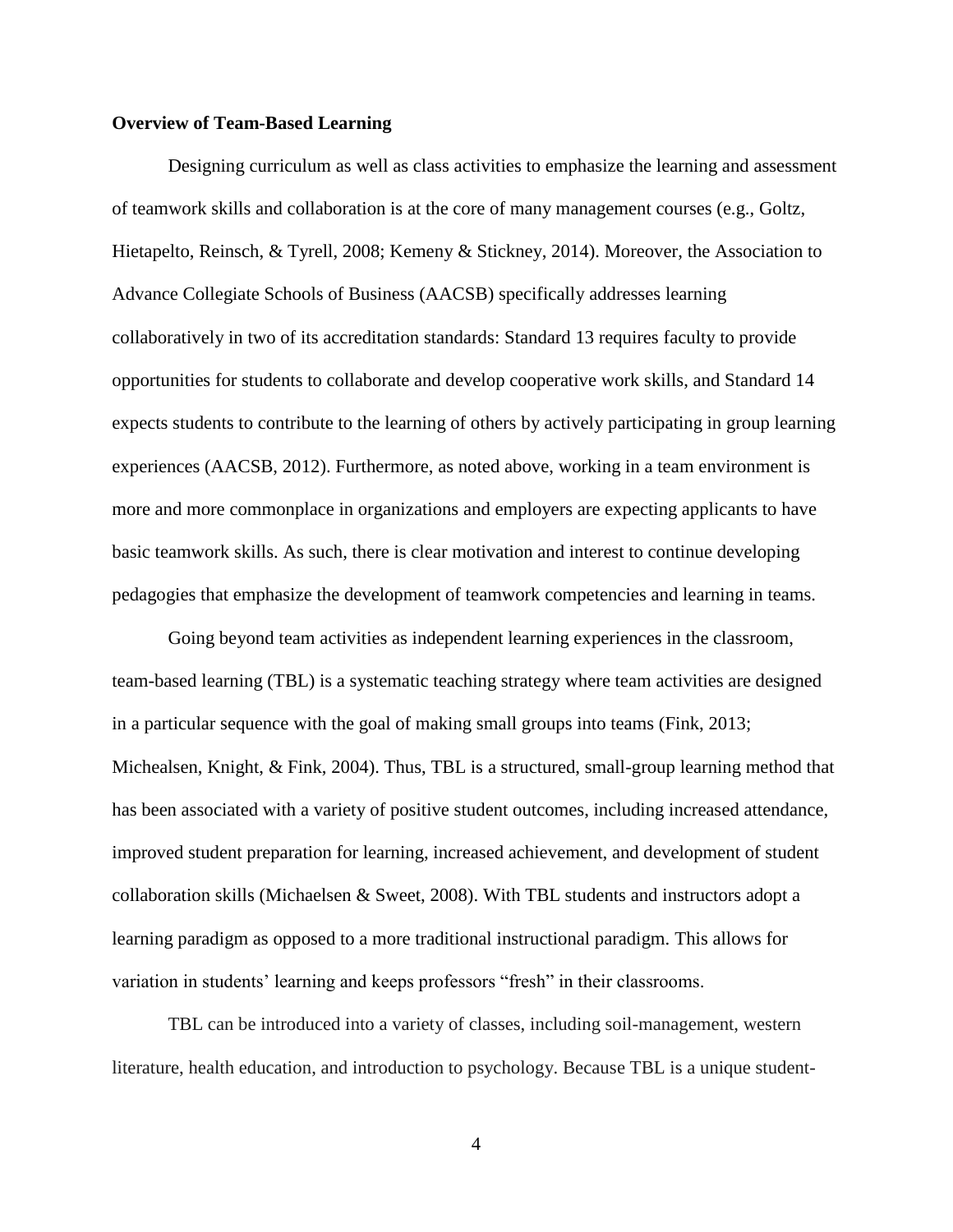**Overview of Team-Based Learning**

Designing curriculum as well as class activities to emphasize the learning and assessment of teamwork skills and collaboration is at the core of many management courses (e.g., Goltz, Hietapelto, Reinsch, & Tyrell, 2008; Kemeny & Stickney, 2014). Moreover, the Association to Advance Collegiate Schools of Business (AACSB) specifically addresses learning collaboratively in two of its accreditation standards: Standard 13 requires faculty to provide opportunities for students to collaborate and develop cooperative work skills, and Standard 14 expects students to contribute to the learning of others by actively participating in group learning experiences (AACSB, 2012). Furthermore, as noted above, working in a team environment is more and more commonplace in organizations and employers are expecting applicants to have basic teamwork skills. As such, there is clear motivation and interest to continue developing pedagogies that emphasize the development of teamwork competencies and learning in teams.

Going beyond team activities as independent learning experiences in the classroom, team-based learning (TBL) is a systematic teaching strategy where team activities are designed in a particular sequence with the goal of making small groups into teams (Fink, 2013; Michealsen, Knight, & Fink, 2004). Thus, TBL is a structured, small-group learning method that has been associated with a variety of positive student outcomes, including increased attendance, improved student preparation for learning, increased achievement, and development of student collaboration skills (Michaelsen & Sweet, 2008). With TBL students and instructors adopt a learning paradigm as opposed to a more traditional instructional paradigm. This allows for variation in students' learning and keeps professors "fresh" in their classrooms.

TBL can be introduced into a variety of classes, including soil-management, western literature, health education, and introduction to psychology. Because TBL is a unique student-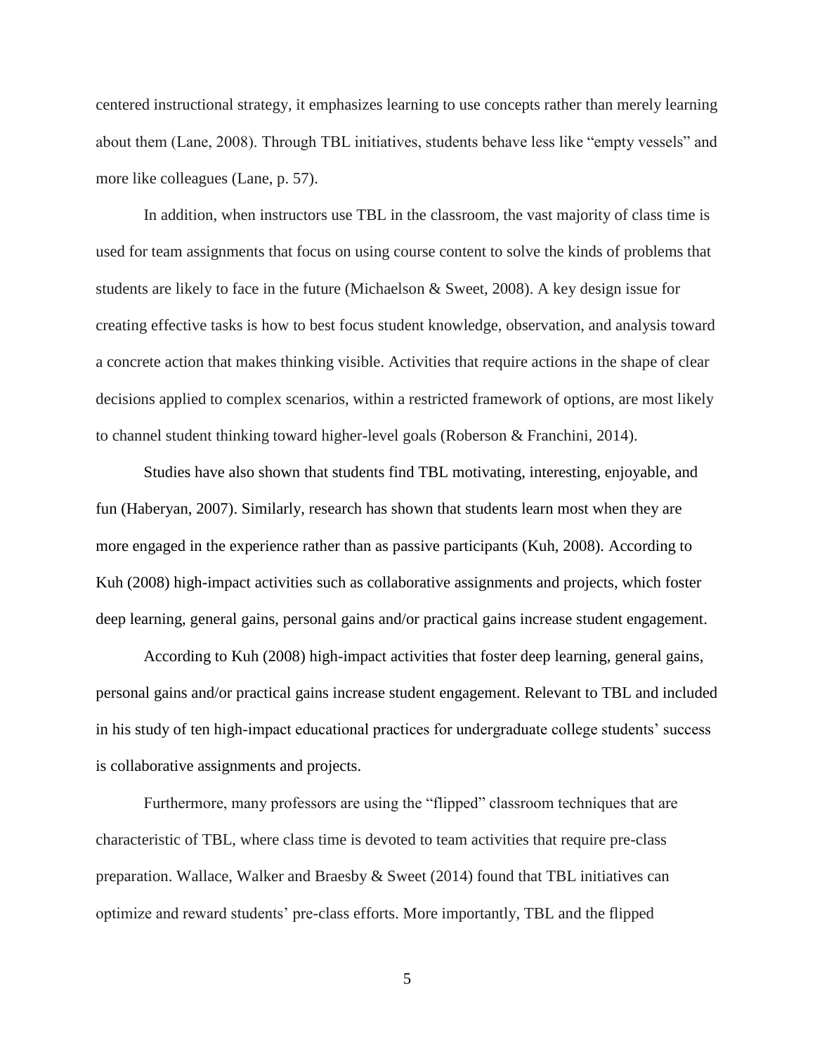centered instructional strategy, it emphasizes learning to use concepts rather than merely learning about them (Lane, 2008). Through TBL initiatives, students behave less like "empty vessels" and more like colleagues (Lane, p. 57).

In addition, when instructors use TBL in the classroom, the vast majority of class time is used for team assignments that focus on using course content to solve the kinds of problems that students are likely to face in the future (Michaelson & Sweet, 2008). A key design issue for creating effective tasks is how to best focus student knowledge, observation, and analysis toward a concrete action that makes thinking visible. Activities that require actions in the shape of clear decisions applied to complex scenarios, within a restricted framework of options, are most likely to channel student thinking toward higher-level goals (Roberson & Franchini, 2014).

Studies have also shown that students find TBL motivating, interesting, enjoyable, and fun (Haberyan, 2007). Similarly, research has shown that students learn most when they are more engaged in the experience rather than as passive participants (Kuh, 2008). According to Kuh (2008) high-impact activities such as collaborative assignments and projects, which foster deep learning, general gains, personal gains and/or practical gains increase student engagement.

According to Kuh (2008) high-impact activities that foster deep learning, general gains, personal gains and/or practical gains increase student engagement. Relevant to TBL and included in his study of ten high-impact educational practices for undergraduate college students' success is collaborative assignments and projects.

Furthermore, many professors are using the "flipped" classroom techniques that are characteristic of TBL, where class time is devoted to team activities that require pre-class preparation. Wallace, Walker and Braesby & Sweet (2014) found that TBL initiatives can optimize and reward students' pre-class efforts. More importantly, TBL and the flipped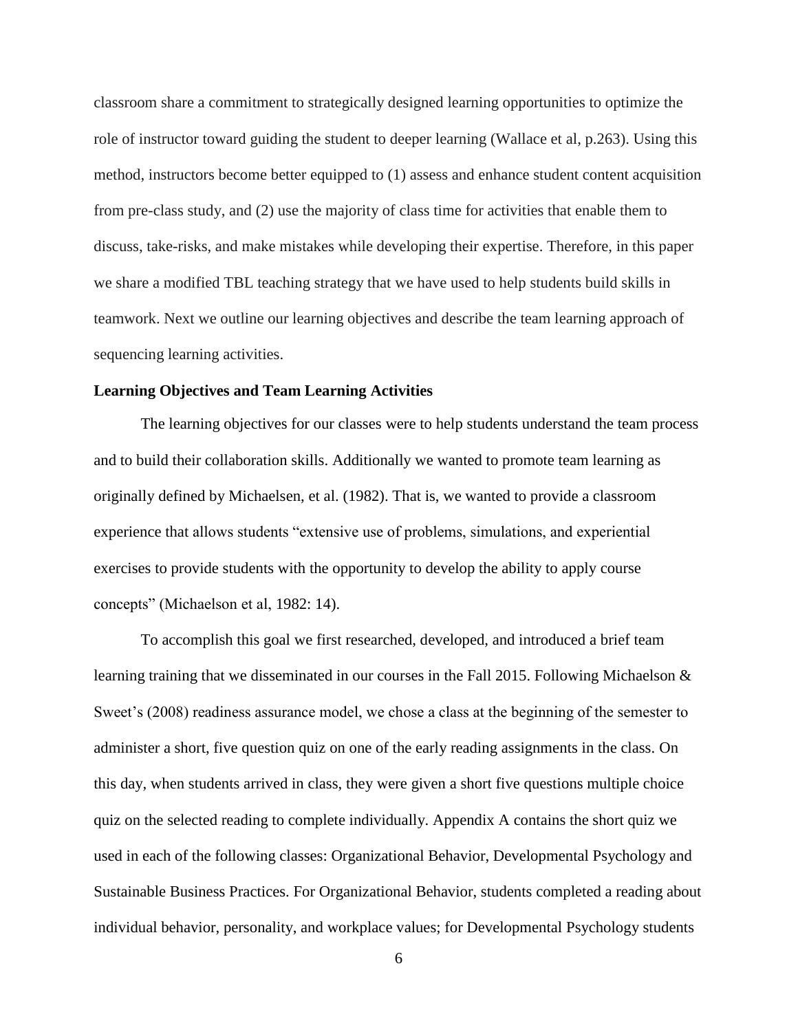classroom share a commitment to strategically designed learning opportunities to optimize the role of instructor toward guiding the student to deeper learning (Wallace et al, p.263). Using this method, instructors become better equipped to (1) assess and enhance student content acquisition from pre-class study, and (2) use the majority of class time for activities that enable them to discuss, take-risks, and make mistakes while developing their expertise. Therefore, in this paper we share a modified TBL teaching strategy that we have used to help students build skills in teamwork. Next we outline our learning objectives and describe the team learning approach of sequencing learning activities.

**Learning Objectives and Team Learning Activities**

The learning objectives for our classes were to help students understand the team process and to build their collaboration skills. Additionally we wanted to promote team learning as originally defined by Michaelsen, et al. (1982). That is, we wanted to provide a classroom experience that allows students "extensive use of problems, simulations, and experiential exercises to provide students with the opportunity to develop the ability to apply course concepts" (Michaelson et al, 1982: 14).

To accomplish this goal we first researched, developed, and introduced a brief team learning training that we disseminated in our courses in the Fall 2015. Following Michaelson & Sweet's (2008) readiness assurance model, we chose a class at the beginning of the semester to administer a short, five question quiz on one of the early reading assignments in the class. On this day, when students arrived in class, they were given a short five questions multiple choice quiz on the selected reading to complete individually. Appendix A contains the short quiz we used in each of the following classes: Organizational Behavior, Developmental Psychology and Sustainable Business Practices. For Organizational Behavior, students completed a reading about individual behavior, personality, and workplace values; for Developmental Psychology students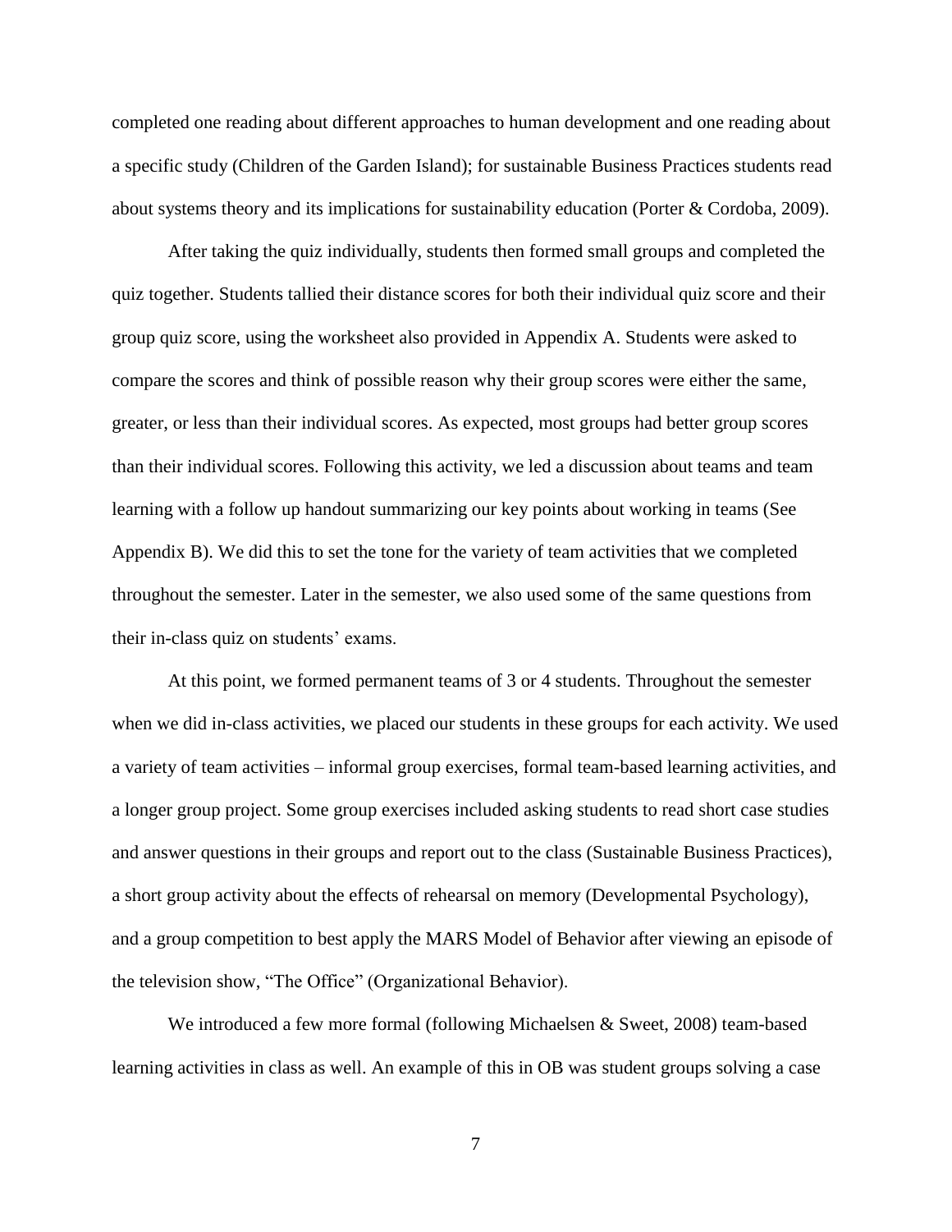completed one reading about different approaches to human development and one reading about a specific study (Children of the Garden Island); for sustainable Business Practices students read about systems theory and its implications for sustainability education (Porter & Cordoba, 2009).

After taking the quiz individually, students then formed small groups and completed the quiz together. Students tallied their distance scores for both their individual quiz score and their group quiz score, using the worksheet also provided in Appendix A. Students were asked to compare the scores and think of possible reason why their group scores were either the same, greater, or less than their individual scores. As expected, most groups had better group scores than their individual scores. Following this activity, we led a discussion about teams and team learning with a follow up handout summarizing our key points about working in teams (See Appendix B). We did this to set the tone for the variety of team activities that we completed throughout the semester. Later in the semester, we also used some of the same questions from their in-class quiz on students' exams.

At this point, we formed permanent teams of 3 or 4 students. Throughout the semester when we did in-class activities, we placed our students in these groups for each activity. We used a variety of team activities – informal group exercises, formal team-based learning activities, and a longer group project. Some group exercises included asking students to read short case studies and answer questions in their groups and report out to the class (Sustainable Business Practices), a short group activity about the effects of rehearsal on memory (Developmental Psychology), and a group competition to best apply the MARS Model of Behavior after viewing an episode of the television show, "The Office" (Organizational Behavior).

We introduced a few more formal (following Michaelsen & Sweet, 2008) team-based learning activities in class as well. An example of this in OB was student groups solving a case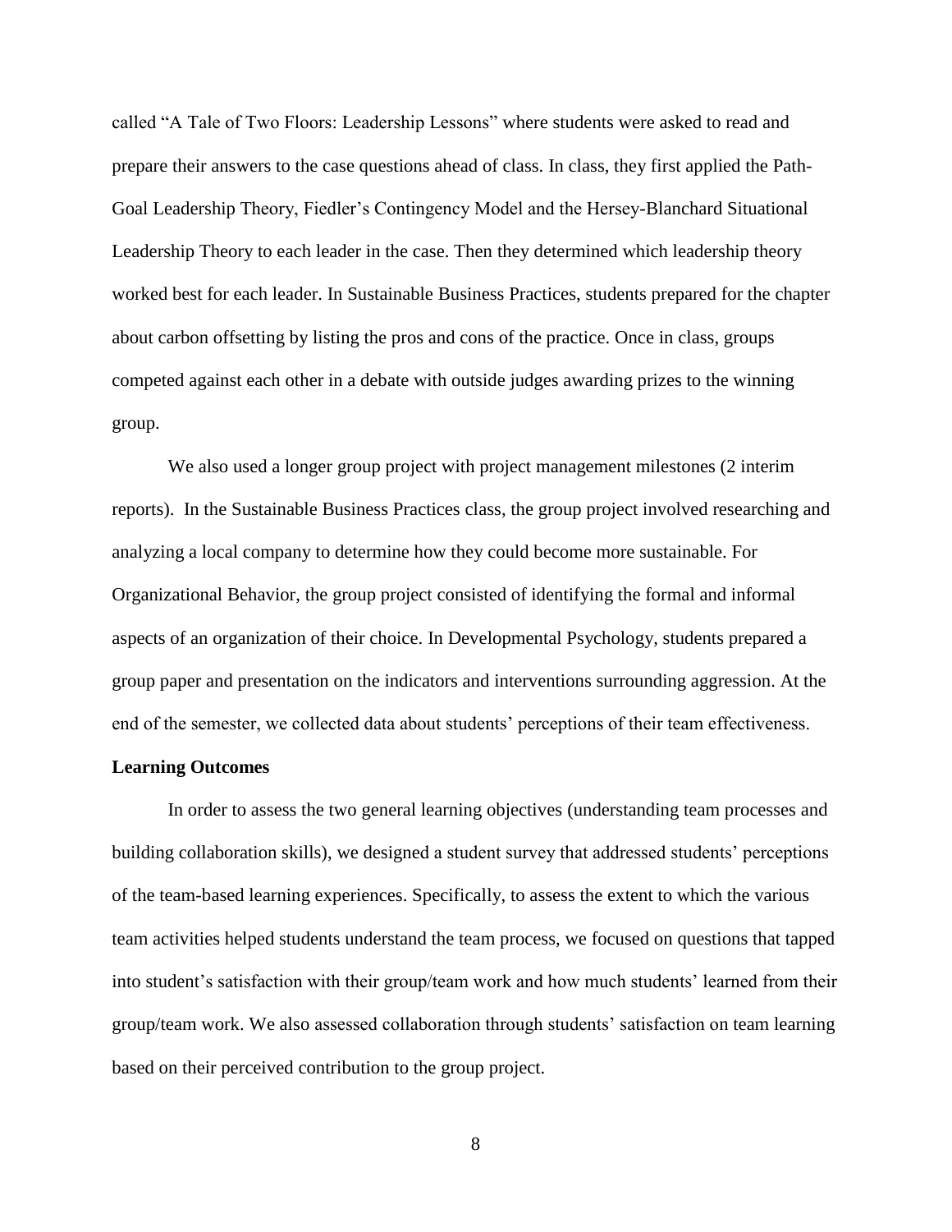called “A Tale of Two Floors: Leadership Lessons” where students were asked to read and prepare their answers to the case questions ahead of class. In class, they first applied the Path-Goal Leadership Theory, Fiedler’s Contingency Model and the Hersey-Blanchard Situational Leadership Theory to each leader in the case. Then they determined which leadership theory worked best for each leader. In Sustainable Business Practices, students prepared for the chapter about carbon offsetting by listing the pros and cons of the practice. Once in class, groups competed against each other in a debate with outside judges awarding prizes to the winning group.

We also used a longer group project with project management milestones (2 interim reports). In the Sustainable Business Practices class, the group project involved researching and analyzing a local company to determine how they could become more sustainable. For Organizational Behavior, the group project consisted of identifying the formal and informal aspects of an organization of their choice. In Developmental Psychology, students prepared a group paper and presentation on the indicators and interventions surrounding aggression. At the end of the semester, we collected data about students’ perceptions of their team effectiveness.

**Learning Outcomes**

In order to assess the two general learning objectives (understanding team processes and building collaboration skills), we designed a student survey that addressed students’ perceptions of the team-based learning experiences. Specifically, to assess the extent to which the various team activities helped students understand the team process, we focused on questions that tapped into student’s satisfaction with their group/team work and how much students’ learned from their group/team work. We also assessed collaboration through students’ satisfaction on team learning based on their perceived contribution to the group project.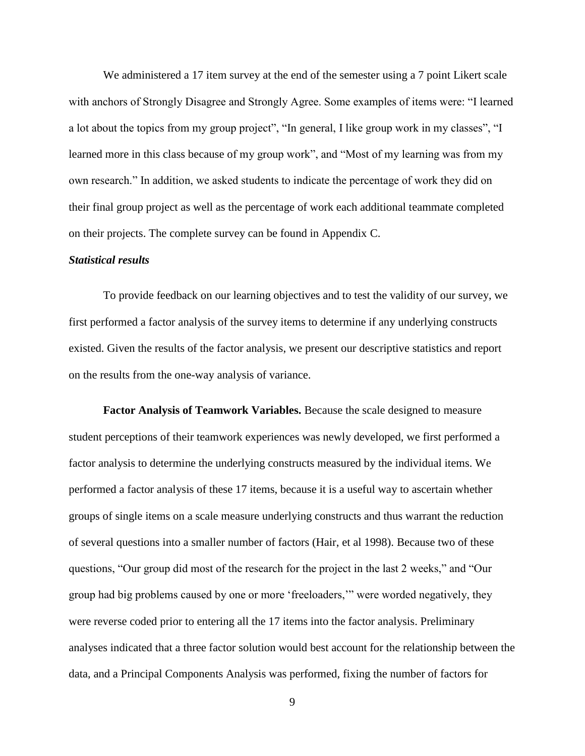We administered a 17 item survey at the end of the semester using a 7 point Likert scale with anchors of Strongly Disagree and Strongly Agree. Some examples of items were: “I learned a lot about the topics from my group project”, “In general, I like group work in my classes”, “I learned more in this class because of my group work”, and “Most of my learning was from my own research.” In addition, we asked students to indicate the percentage of work they did on their final group project as well as the percentage of work each additional teammate completed on their projects. The complete survey can be found in Appendix C.

***Statistical results***

To provide feedback on our learning objectives and to test the validity of our survey, we first performed a factor analysis of the survey items to determine if any underlying constructs existed. Given the results of the factor analysis, we present our descriptive statistics and report on the results from the one-way analysis of variance.

**Factor Analysis of Teamwork Variables.** Because the scale designed to measure student perceptions of their teamwork experiences was newly developed, we first performed a factor analysis to determine the underlying constructs measured by the individual items. We performed a factor analysis of these 17 items, because it is a useful way to ascertain whether groups of single items on a scale measure underlying constructs and thus warrant the reduction of several questions into a smaller number of factors (Hair, et al 1998). Because two of these questions, “Our group did most of the research for the project in the last 2 weeks,” and “Our group had big problems caused by one or more ‘freeloaders,’” were worded negatively, they were reverse coded prior to entering all the 17 items into the factor analysis. Preliminary analyses indicated that a three factor solution would best account for the relationship between the data, and a Principal Components Analysis was performed, fixing the number of factors for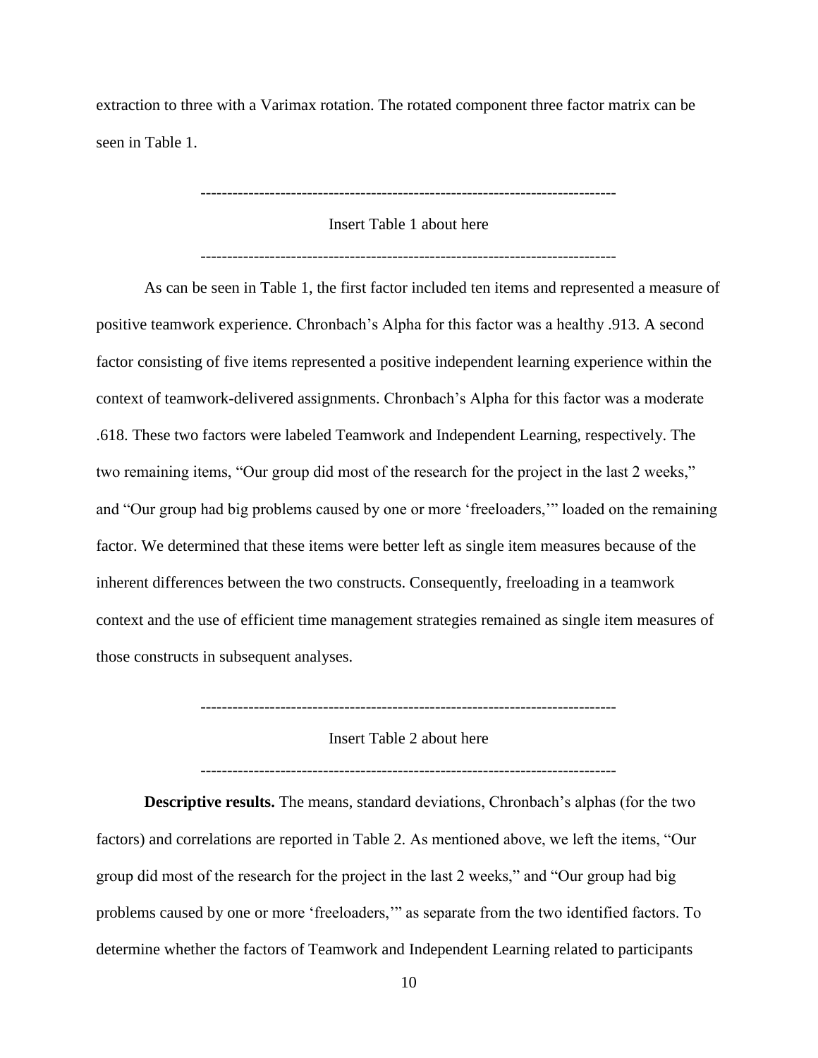extraction to three with a Varimax rotation. The rotated component three factor matrix can be seen in Table 1.

------------------------------------------------------------------------------

Insert Table 1 about here

------------------------------------------------------------------------------

As can be seen in Table 1, the first factor included ten items and represented a measure of positive teamwork experience. Chronbach's Alpha for this factor was a healthy .913. A second factor consisting of five items represented a positive independent learning experience within the context of teamwork-delivered assignments. Chronbach's Alpha for this factor was a moderate .618. These two factors were labeled Teamwork and Independent Learning, respectively. The two remaining items, "Our group did most of the research for the project in the last 2 weeks," and "Our group had big problems caused by one or more 'freeloaders,'" loaded on the remaining factor. We determined that these items were better left as single item measures because of the inherent differences between the two constructs. Consequently, freeloading in a teamwork context and the use of efficient time management strategies remained as single item measures of those constructs in subsequent analyses.

------------------------------------------------------------------------------

Insert Table 2 about here

------------------------------------------------------------------------------

**Descriptive results.** The means, standard deviations, Chronbach's alphas (for the two factors) and correlations are reported in Table 2. As mentioned above, we left the items, "Our group did most of the research for the project in the last 2 weeks," and "Our group had big problems caused by one or more 'freeloaders,'" as separate from the two identified factors. To determine whether the factors of Teamwork and Independent Learning related to participants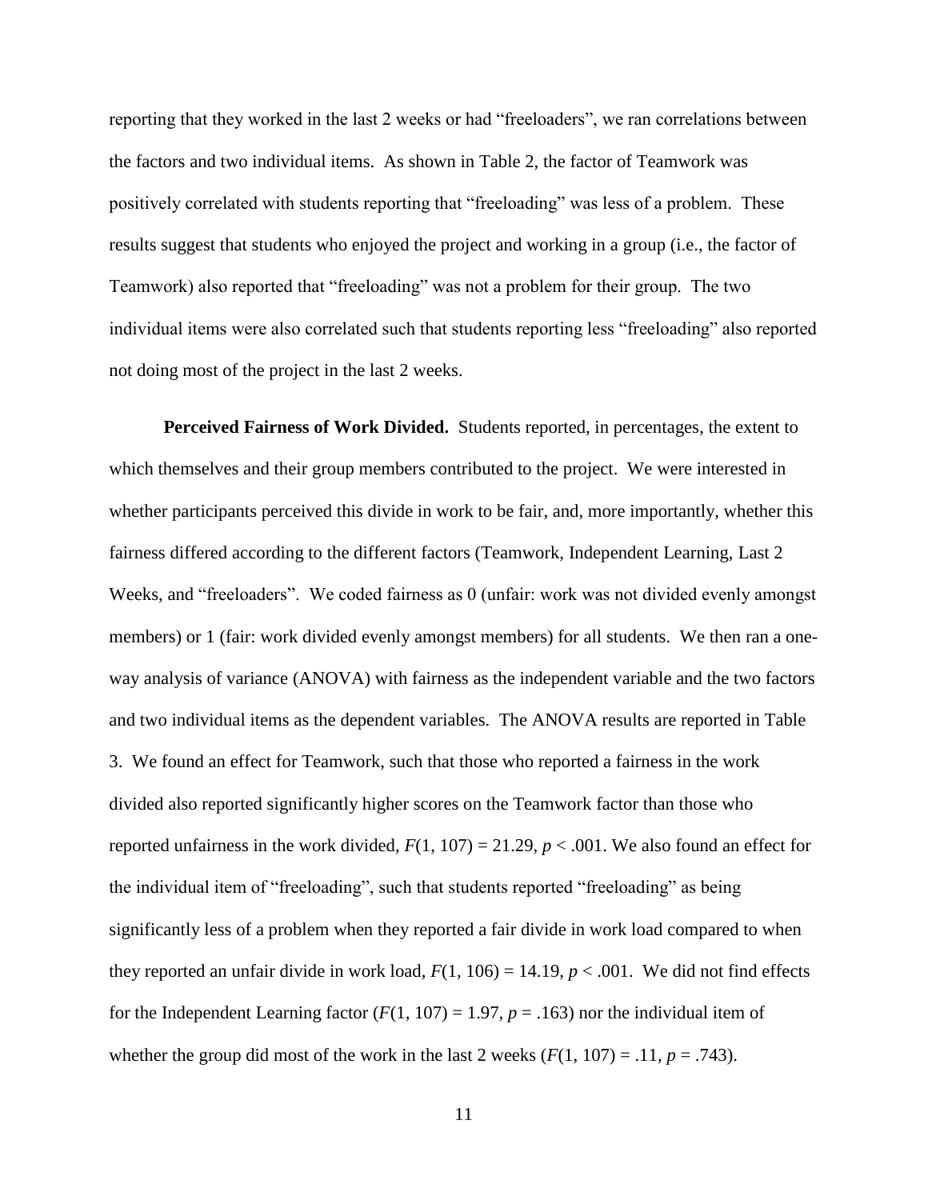reporting that they worked in the last 2 weeks or had “freeloaders”, we ran correlations between the factors and two individual items. As shown in Table 2, the factor of Teamwork was positively correlated with students reporting that “freeloading” was less of a problem. These results suggest that students who enjoyed the project and working in a group (i.e., the factor of Teamwork) also reported that “freeloading” was not a problem for their group. The two individual items were also correlated such that students reporting less “freeloading” also reported not doing most of the project in the last 2 weeks.

**Perceived Fairness of Work Divided.** Students reported, in percentages, the extent to which themselves and their group members contributed to the project. We were interested in whether participants perceived this divide in work to be fair, and, more importantly, whether this fairness differed according to the different factors (Teamwork, Independent Learning, Last 2 Weeks, and “freeloaders”. We coded fairness as 0 (unfair: work was not divided evenly amongst members) or 1 (fair: work divided evenly amongst members) for all students. We then ran a one-way analysis of variance (ANOVA) with fairness as the independent variable and the two factors and two individual items as the dependent variables. The ANOVA results are reported in Table 3. We found an effect for Teamwork, such that those who reported a fairness in the work divided also reported significantly higher scores on the Teamwork factor than those who reported unfairness in the work divided, $F(1, 107) = 21.29$, $p < .001$. We also found an effect for the individual item of “freeloading”, such that students reported “freeloading” as being significantly less of a problem when they reported a fair divide in work load compared to when they reported an unfair divide in work load, $F(1, 106) = 14.19$, $p < .001$. We did not find effects for the Independent Learning factor ($F(1, 107) = 1.97$, $p = .163$) nor the individual item of whether the group did most of the work in the last 2 weeks ($F(1, 107) = .11$, $p = .743$).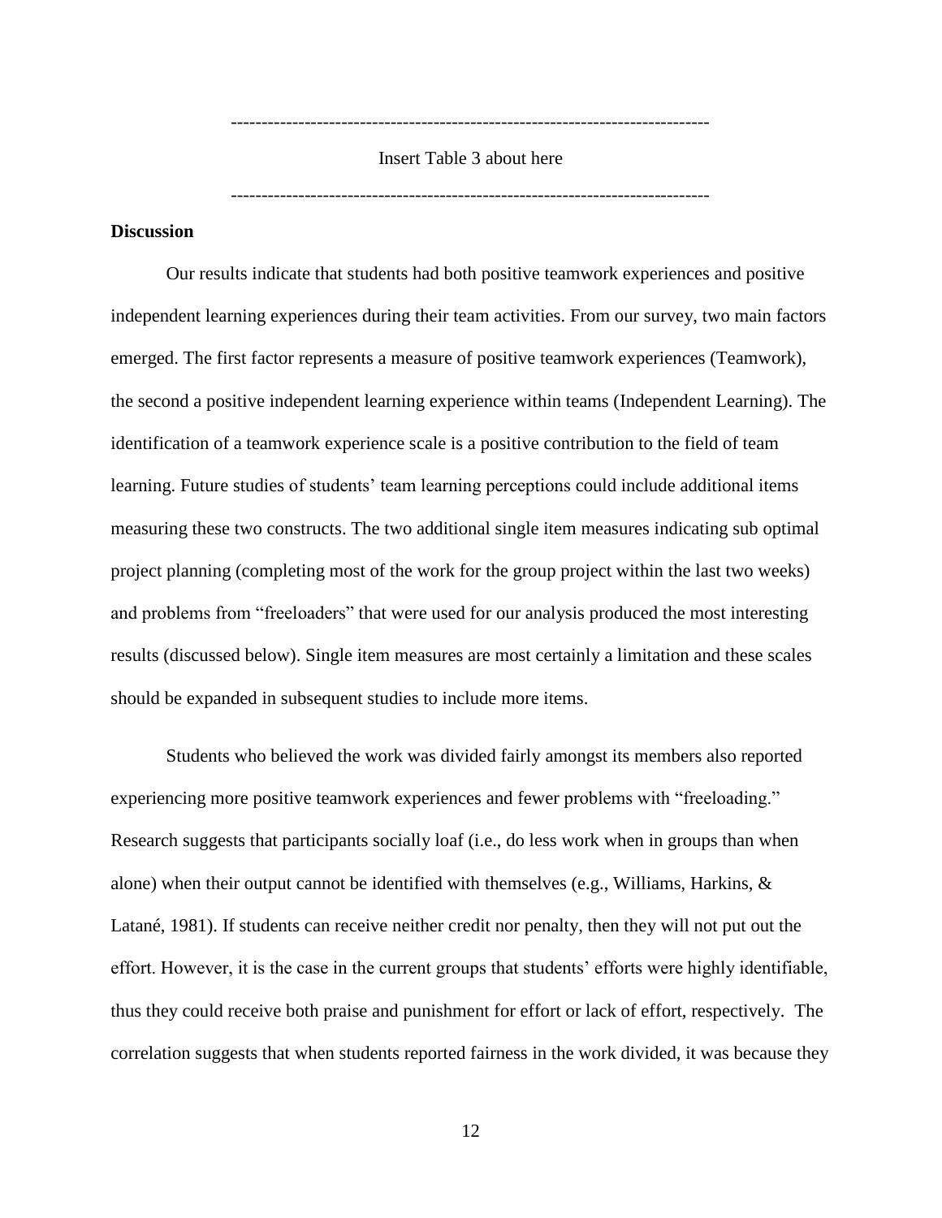--------------------------------------------------------------------------

Insert Table 3 about here

--------------------------------------------------------------------------

**Discussion**

Our results indicate that students had both positive teamwork experiences and positive independent learning experiences during their team activities. From our survey, two main factors emerged. The first factor represents a measure of positive teamwork experiences (Teamwork), the second a positive independent learning experience within teams (Independent Learning). The identification of a teamwork experience scale is a positive contribution to the field of team learning. Future studies of students' team learning perceptions could include additional items measuring these two constructs. The two additional single item measures indicating sub optimal project planning (completing most of the work for the group project within the last two weeks) and problems from "freeloaders" that were used for our analysis produced the most interesting results (discussed below). Single item measures are most certainly a limitation and these scales should be expanded in subsequent studies to include more items.

Students who believed the work was divided fairly amongst its members also reported experiencing more positive teamwork experiences and fewer problems with "freeloading." Research suggests that participants socially loaf (i.e., do less work when in groups than when alone) when their output cannot be identified with themselves (e.g., Williams, Harkins, & Latané, 1981). If students can receive neither credit nor penalty, then they will not put out the effort. However, it is the case in the current groups that students' efforts were highly identifiable, thus they could receive both praise and punishment for effort or lack of effort, respectively. The correlation suggests that when students reported fairness in the work divided, it was because they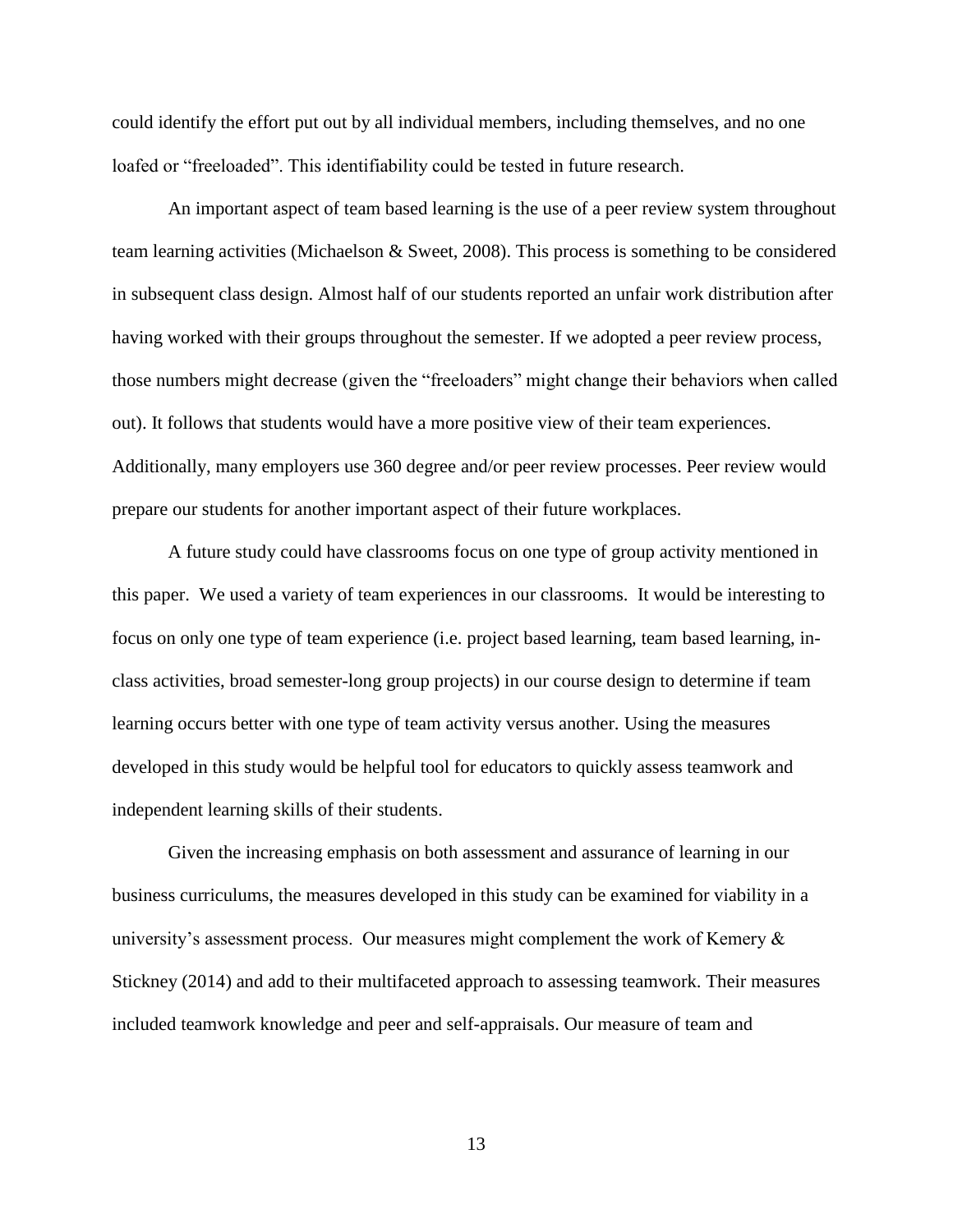could identify the effort put out by all individual members, including themselves, and no one loafed or "freeloaded". This identifiability could be tested in future research.

An important aspect of team based learning is the use of a peer review system throughout team learning activities (Michaelson & Sweet, 2008). This process is something to be considered in subsequent class design. Almost half of our students reported an unfair work distribution after having worked with their groups throughout the semester. If we adopted a peer review process, those numbers might decrease (given the "freeloaders" might change their behaviors when called out). It follows that students would have a more positive view of their team experiences. Additionally, many employers use 360 degree and/or peer review processes. Peer review would prepare our students for another important aspect of their future workplaces.

A future study could have classrooms focus on one type of group activity mentioned in this paper. We used a variety of team experiences in our classrooms. It would be interesting to focus on only one type of team experience (i.e. project based learning, team based learning, in-class activities, broad semester-long group projects) in our course design to determine if team learning occurs better with one type of team activity versus another. Using the measures developed in this study would be helpful tool for educators to quickly assess teamwork and independent learning skills of their students.

Given the increasing emphasis on both assessment and assurance of learning in our business curriculums, the measures developed in this study can be examined for viability in a university's assessment process. Our measures might complement the work of Kemery & Stickney (2014) and add to their multifaceted approach to assessing teamwork. Their measures included teamwork knowledge and peer and self-appraisals. Our measure of team and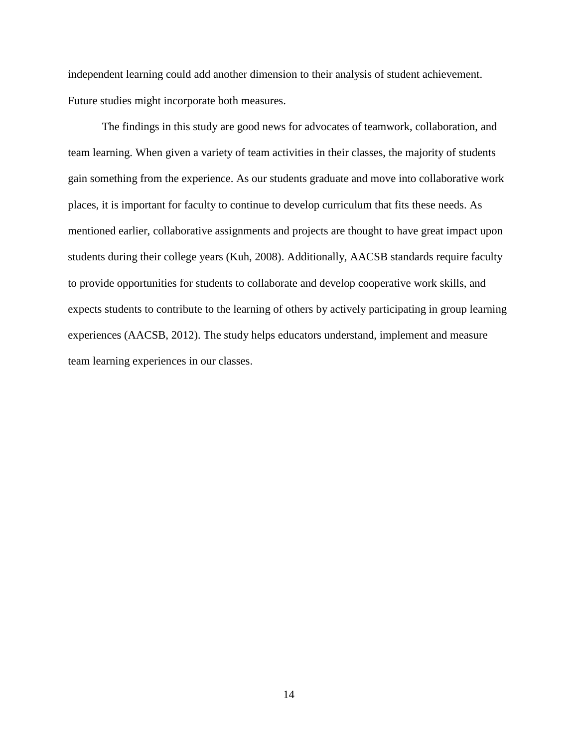independent learning could add another dimension to their analysis of student achievement. Future studies might incorporate both measures.

The findings in this study are good news for advocates of teamwork, collaboration, and team learning. When given a variety of team activities in their classes, the majority of students gain something from the experience. As our students graduate and move into collaborative work places, it is important for faculty to continue to develop curriculum that fits these needs. As mentioned earlier, collaborative assignments and projects are thought to have great impact upon students during their college years (Kuh, 2008). Additionally, AACSB standards require faculty to provide opportunities for students to collaborate and develop cooperative work skills, and expects students to contribute to the learning of others by actively participating in group learning experiences (AACSB, 2012). The study helps educators understand, implement and measure team learning experiences in our classes.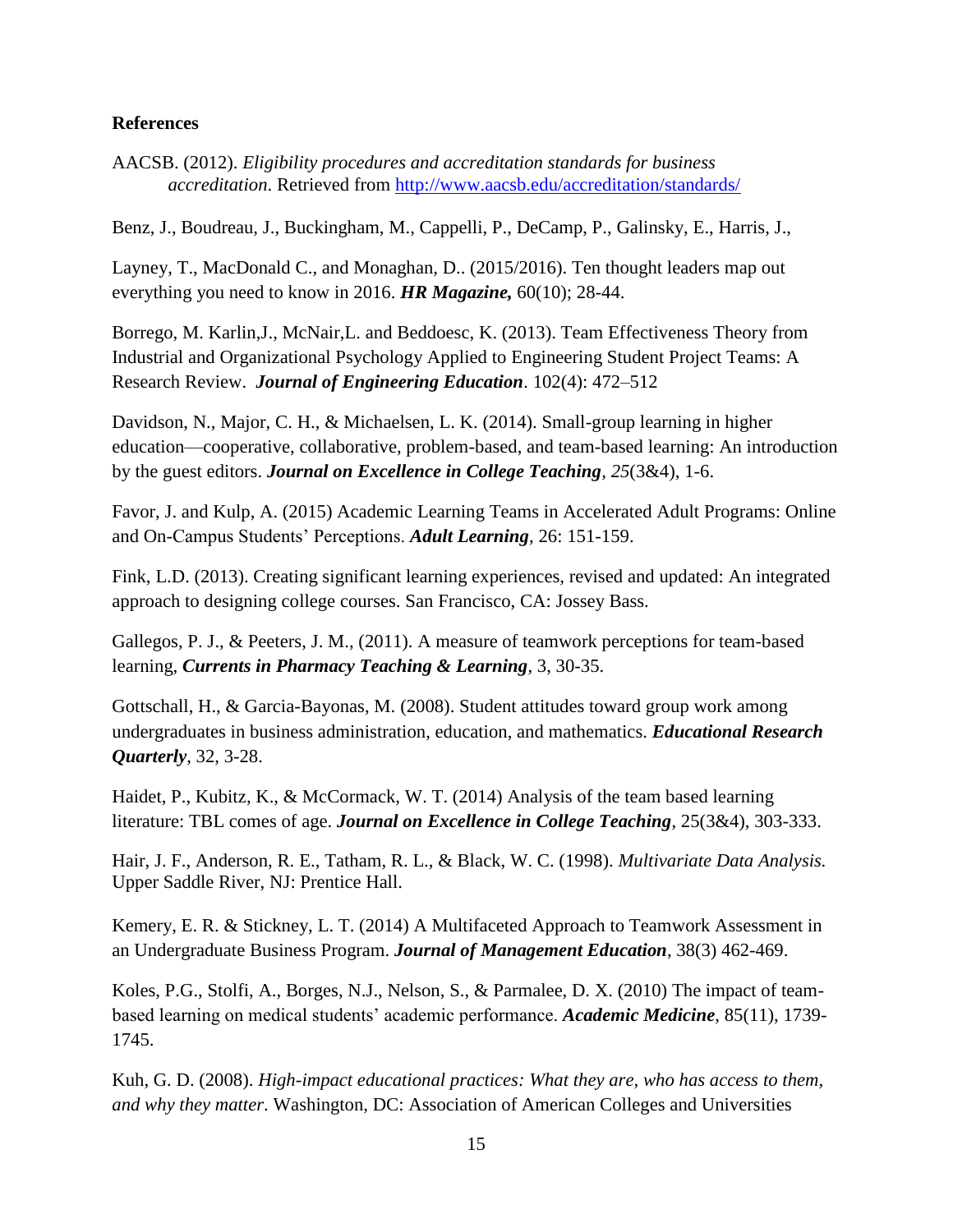**References**

AACSB. (2012). *Eligibility procedures and accreditation standards for business accreditation.* Retrieved from http://www.aacsb.edu/accreditation/standards/

Benz, J., Boudreau, J., Buckingham, M., Cappelli, P., DeCamp, P., Galinsky, E., Harris, J.,

Layney, T., MacDonald C., and Monaghan, D.. (2015/2016). Ten thought leaders map out everything you need to know in 2016. ***HR Magazine,*** 60(10); 28-44.

Borrego, M. Karlin,J., McNair,L. and Beddoesc, K. (2013). Team Effectiveness Theory from Industrial and Organizational Psychology Applied to Engineering Student Project Teams: A Research Review. ***Journal of Engineering Education***. 102(4): 472–512

Davidson, N., Major, C. H., & Michaelsen, L. K. (2014). Small-group learning in higher education—cooperative, collaborative, problem-based, and team-based learning: An introduction by the guest editors. ***Journal on Excellence in College Teaching****, 25*(3&4), 1-6.

Favor, J. and Kulp, A. (2015) Academic Learning Teams in Accelerated Adult Programs: Online and On-Campus Students' Perceptions. ***Adult Learning***, 26: 151-159.

Fink, L.D. (2013). Creating significant learning experiences, revised and updated: An integrated approach to designing college courses. San Francisco, CA: Jossey Bass.

Gallegos, P. J., & Peeters, J. M., (2011). A measure of teamwork perceptions for team-based learning, ***Currents in Pharmacy Teaching & Learning***, 3, 30-35.

Gottschall, H., & Garcia-Bayonas, M. (2008). Student attitudes toward group work among undergraduates in business administration, education, and mathematics. ***Educational Research Quarterly***, 32, 3-28.

Haidet, P., Kubitz, K., & McCormack, W. T. (2014) Analysis of the team based learning literature: TBL comes of age. ***Journal on Excellence in College Teaching***, 25(3&4), 303-333.

Hair, J. F., Anderson, R. E., Tatham, R. L., & Black, W. C. (1998). *Multivariate Data Analysis.* Upper Saddle River, NJ: Prentice Hall.

Kemery, E. R. & Stickney, L. T. (2014) A Multifaceted Approach to Teamwork Assessment in an Undergraduate Business Program. ***Journal of Management Education***, 38(3) 462-469.

Koles, P.G., Stolfi, A., Borges, N.J., Nelson, S., & Parmalee, D. X. (2010) The impact of team-based learning on medical students' academic performance. ***Academic Medicine***, 85(11), 1739-1745.

Kuh, G. D. (2008). *High-impact educational practices: What they are, who has access to them, and why they matter*. Washington, DC: Association of American Colleges and Universities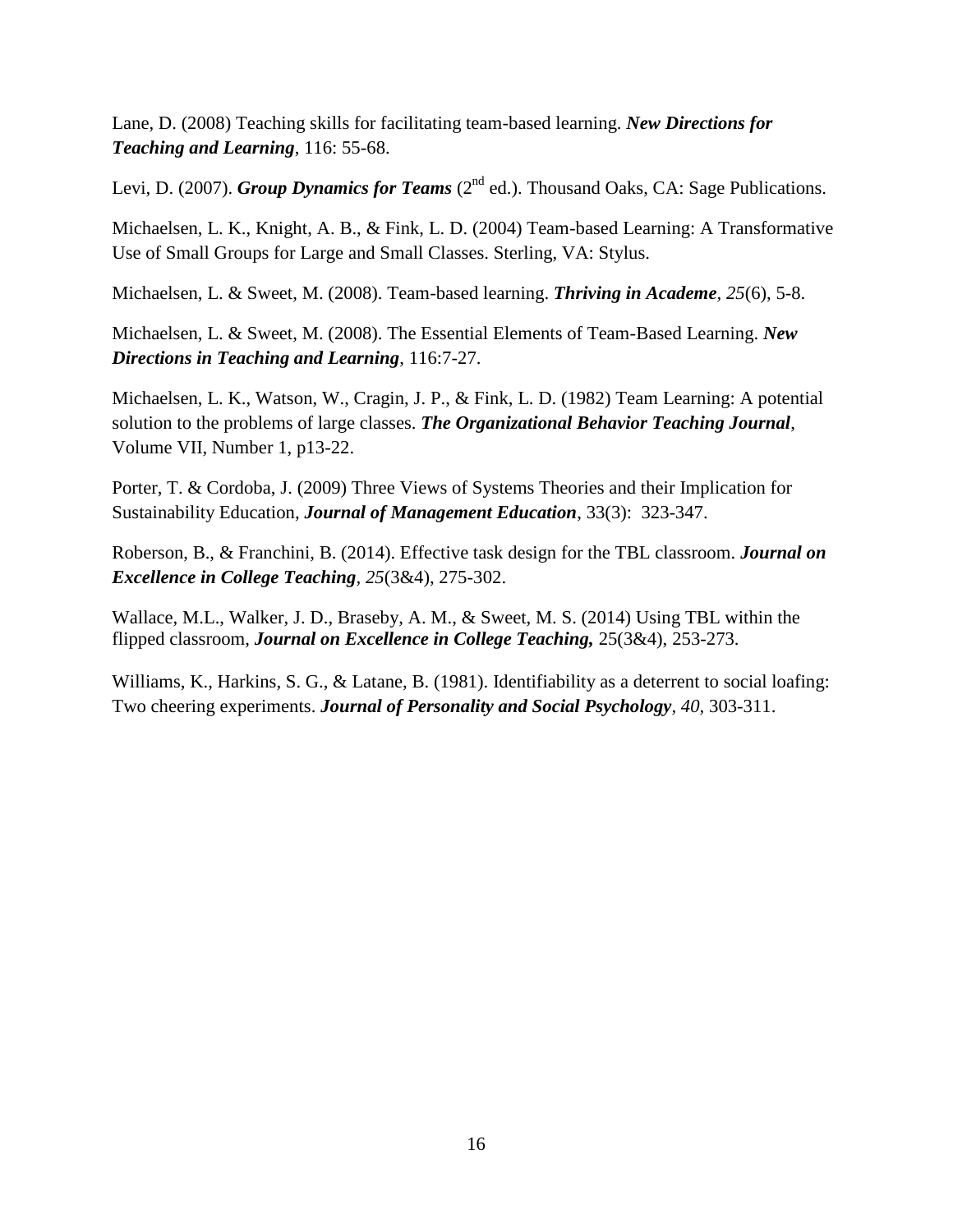Lane, D. (2008) Teaching skills for facilitating team-based learning. ***New Directions for Teaching and Learning***, 116: 55-68.

Levi, D. (2007). ***Group Dynamics for Teams*** (2nd ed.). Thousand Oaks, CA: Sage Publications.

Michaelsen, L. K., Knight, A. B., & Fink, L. D. (2004) Team-based Learning: A Transformative Use of Small Groups for Large and Small Classes. Sterling, VA: Stylus.

Michaelsen, L. & Sweet, M. (2008). Team-based learning. ***Thriving in Academe***, *25*(6), 5-8.

Michaelsen, L. & Sweet, M. (2008). The Essential Elements of Team-Based Learning. ***New Directions in Teaching and Learning***, 116:7-27.

Michaelsen, L. K., Watson, W., Cragin, J. P., & Fink, L. D. (1982) Team Learning: A potential solution to the problems of large classes. ***The Organizational Behavior Teaching Journal***, Volume VII, Number 1, p13-22.

Porter, T. & Cordoba, J. (2009) Three Views of Systems Theories and their Implication for Sustainability Education, ***Journal of Management Education***, 33(3): 323-347.

Roberson, B., & Franchini, B. (2014). Effective task design for the TBL classroom. ***Journal on Excellence in College Teaching***, *25*(3&4), 275-302.

Wallace, M.L., Walker, J. D., Braseby, A. M., & Sweet, M. S. (2014) Using TBL within the flipped classroom, ***Journal on Excellence in College Teaching,*** 25(3&4), 253-273.

Williams, K., Harkins, S. G., & Latane, B. (1981). Identifiability as a deterrent to social loafing: Two cheering experiments. ***Journal of Personality and Social Psychology***, *40*, 303-311.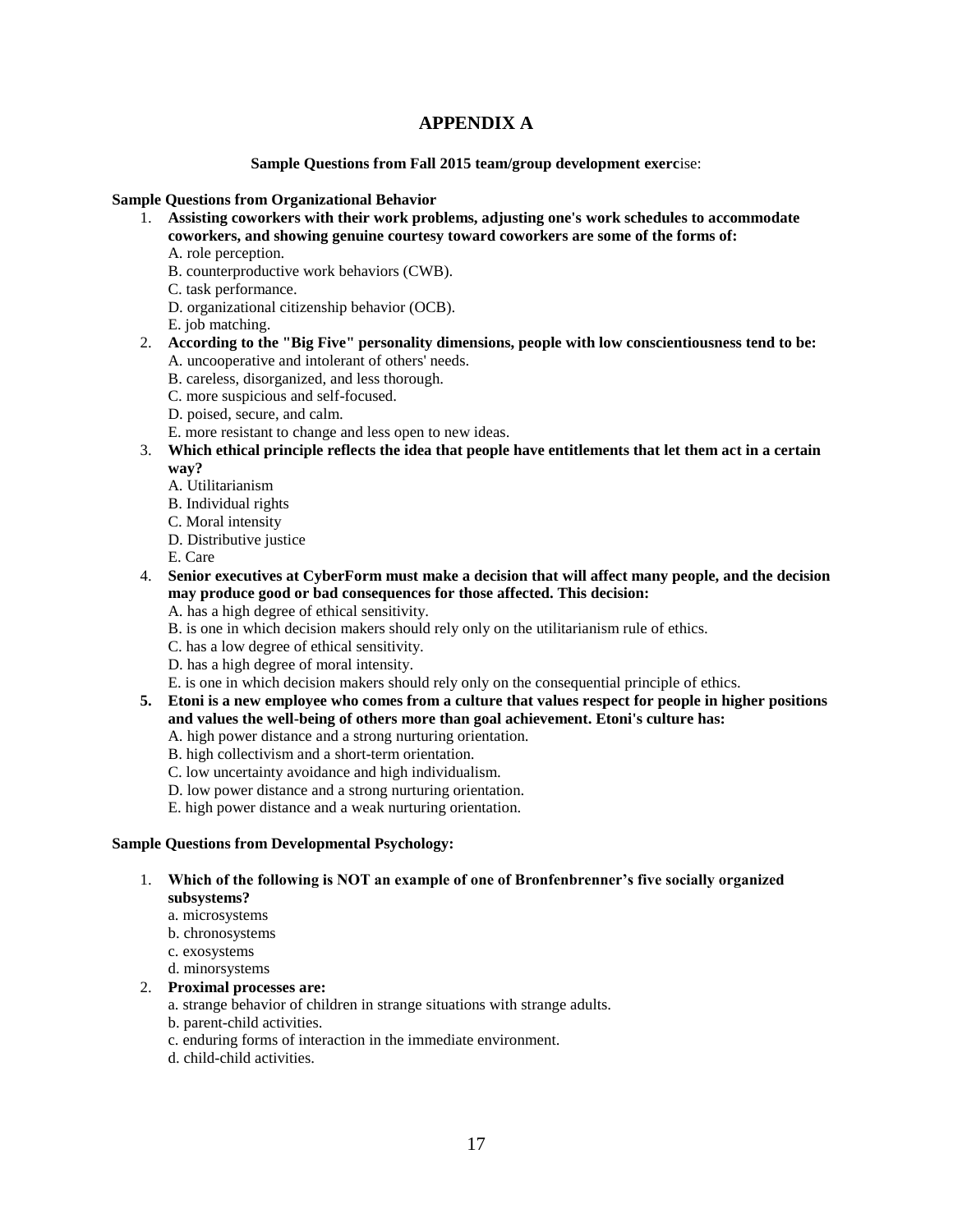# APPENDIX A

**Sample Questions from Fall 2015 team/group development exerc**ise:

**Sample Questions from Organizational Behavior**

1. **Assisting coworkers with their work problems, adjusting one's work schedules to accommodate coworkers, and showing genuine courtesy toward coworkers are some of the forms of:**
   A. role perception.
   B. counterproductive work behaviors (CWB).
   C. task performance.
   D. organizational citizenship behavior (OCB).
   E. job matching.
2. **According to the "Big Five" personality dimensions, people with low conscientiousness tend to be:**
   A. uncooperative and intolerant of others' needs.
   B. careless, disorganized, and less thorough.
   C. more suspicious and self-focused.
   D. poised, secure, and calm.
   E. more resistant to change and less open to new ideas.
3. **Which ethical principle reflects the idea that people have entitlements that let them act in a certain way?**
   A. Utilitarianism
   B. Individual rights
   C. Moral intensity
   D. Distributive justice
   E. Care
4. **Senior executives at CyberForm must make a decision that will affect many people, and the decision may produce good or bad consequences for those affected. This decision:**
   A. has a high degree of ethical sensitivity.
   B. is one in which decision makers should rely only on the utilitarianism rule of ethics.
   C. has a low degree of ethical sensitivity.
   D. has a high degree of moral intensity.
   E. is one in which decision makers should rely only on the consequential principle of ethics.
5. **Etoni is a new employee who comes from a culture that values respect for people in higher positions and values the well-being of others more than goal achievement. Etoni's culture has:**
   A. high power distance and a strong nurturing orientation.
   B. high collectivism and a short-term orientation.
   C. low uncertainty avoidance and high individualism.
   D. low power distance and a strong nurturing orientation.
   E. high power distance and a weak nurturing orientation.

**Sample Questions from Developmental Psychology:**

1. **Which of the following is NOT an example of one of Bronfenbrenner's five socially organized subsystems?**
   a. microsystems
   b. chronosystems
   c. exosystems
   d. minorsystems
2. **Proximal processes are:**
   a. strange behavior of children in strange situations with strange adults.
   b. parent-child activities.
   c. enduring forms of interaction in the immediate environment.
   d. child-child activities.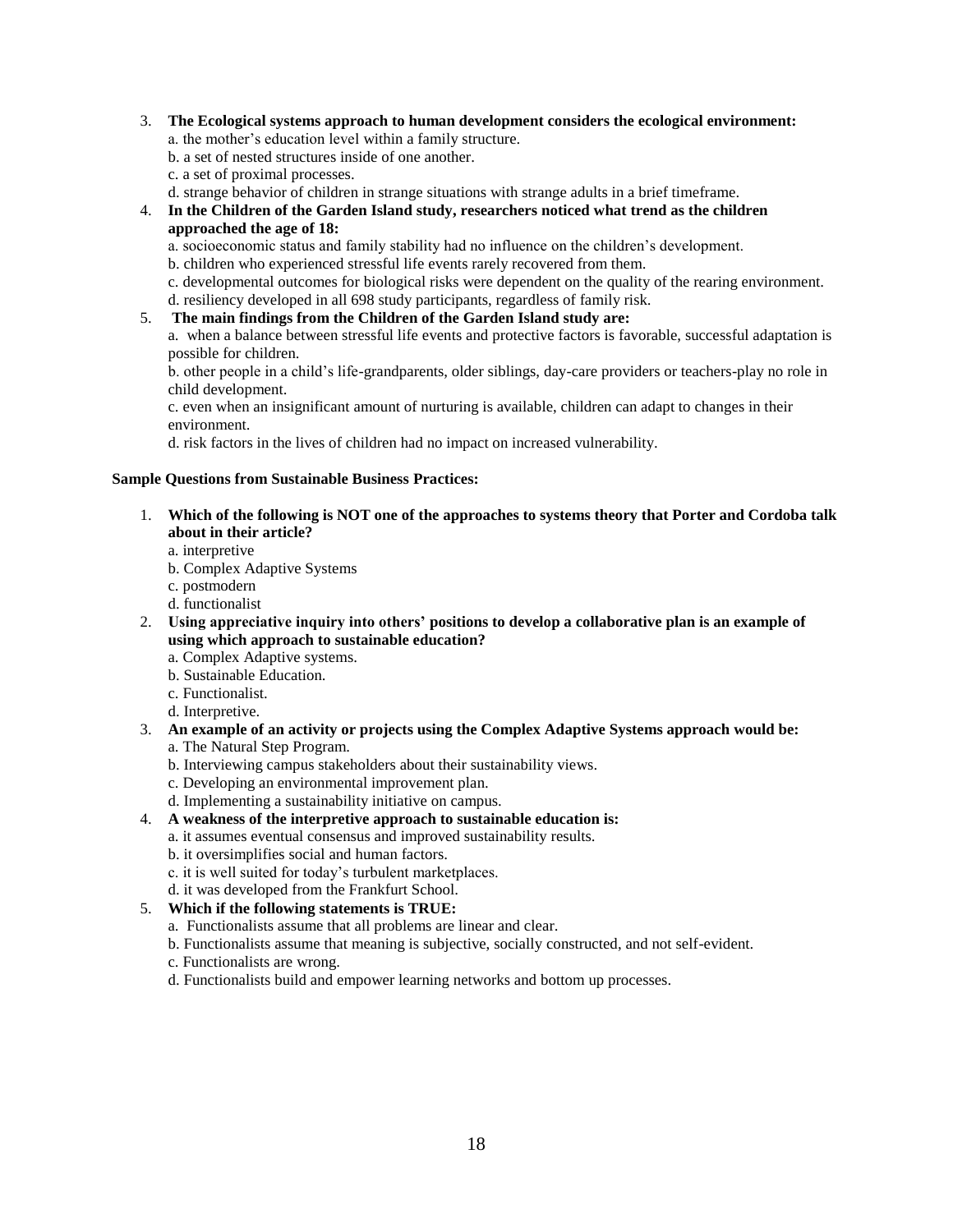3. **The Ecological systems approach to human development considers the ecological environment:**
   a. the mother's education level within a family structure.
   b. a set of nested structures inside of one another.
   c. a set of proximal processes.
   d. strange behavior of children in strange situations with strange adults in a brief timeframe.
4. **In the Children of the Garden Island study, researchers noticed what trend as the children approached the age of 18:**
   a. socioeconomic status and family stability had no influence on the children's development.
   b. children who experienced stressful life events rarely recovered from them.
   c. developmental outcomes for biological risks were dependent on the quality of the rearing environment.
   d. resiliency developed in all 698 study participants, regardless of family risk.
5. **The main findings from the Children of the Garden Island study are:**
   a. when a balance between stressful life events and protective factors is favorable, successful adaptation is possible for children.
   b. other people in a child's life-grandparents, older siblings, day-care providers or teachers-play no role in child development.
   c. even when an insignificant amount of nurturing is available, children can adapt to changes in their environment.
   d. risk factors in the lives of children had no impact on increased vulnerability.

**Sample Questions from Sustainable Business Practices:**

1. **Which of the following is NOT one of the approaches to systems theory that Porter and Cordoba talk about in their article?**
   a. interpretive
   b. Complex Adaptive Systems
   c. postmodern
   d. functionalist
2. **Using appreciative inquiry into others' positions to develop a collaborative plan is an example of using which approach to sustainable education?**
   a. Complex Adaptive systems.
   b. Sustainable Education.
   c. Functionalist.
   d. Interpretive.
3. **An example of an activity or projects using the Complex Adaptive Systems approach would be:**
   a. The Natural Step Program.
   b. Interviewing campus stakeholders about their sustainability views.
   c. Developing an environmental improvement plan.
   d. Implementing a sustainability initiative on campus.
4. **A weakness of the interpretive approach to sustainable education is:**
   a. it assumes eventual consensus and improved sustainability results.
   b. it oversimplifies social and human factors.
   c. it is well suited for today's turbulent marketplaces.
   d. it was developed from the Frankfurt School.
5. **Which if the following statements is TRUE:**
   a. Functionalists assume that all problems are linear and clear.
   b. Functionalists assume that meaning is subjective, socially constructed, and not self-evident.
   c. Functionalists are wrong.
   d. Functionalists build and empower learning networks and bottom up processes.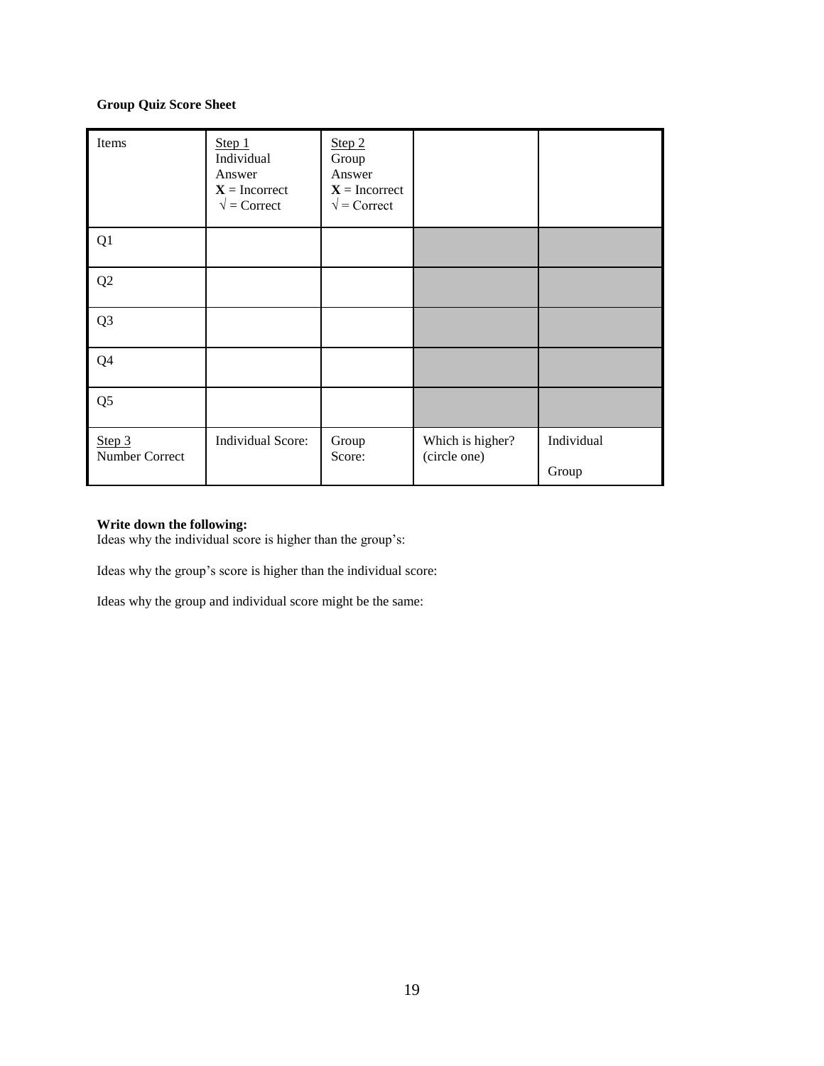**Group Quiz Score Sheet**

| Items | Step 1<br>Individual Answer<br>**X** = Incorrect<br>√ = Correct | Step 2<br>Group Answer<br>**X** = Incorrect<br>√ = Correct | | |
|---|---|---|---|---|
| Q1 | | | | |
| Q2 | | | | |
| Q3 | | | | |
| Q4 | | | | |
| Q5 | | | | |
| Step 3<br>Number Correct | Individual Score: | Group Score: | Which is higher? (circle one) | Individual<br>Group |

**Write down the following:**

Ideas why the individual score is higher than the group's:

Ideas why the group's score is higher than the individual score:

Ideas why the group and individual score might be the same: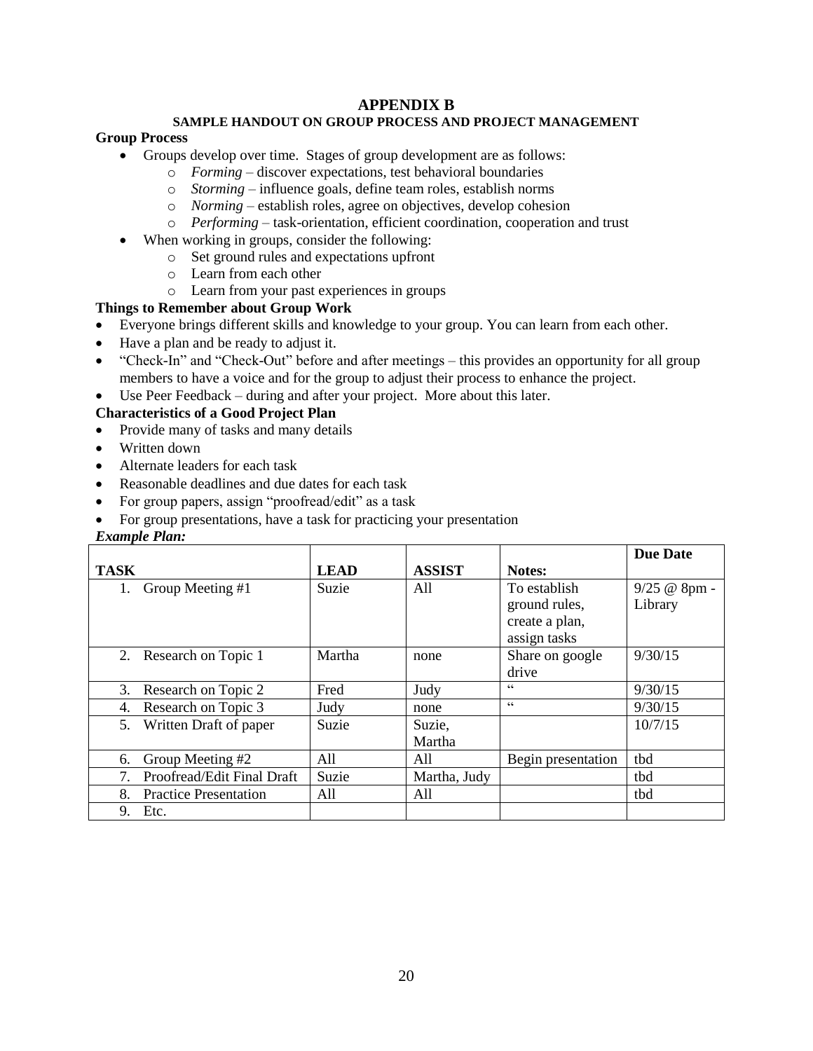# APPENDIX B

## SAMPLE HANDOUT ON GROUP PROCESS AND PROJECT MANAGEMENT

**Group Process**

- Groups develop over time. Stages of group development are as follows:
  - *Forming* – discover expectations, test behavioral boundaries
  - *Storming* – influence goals, define team roles, establish norms
  - *Norming* – establish roles, agree on objectives, develop cohesion
  - *Performing* – task-orientation, efficient coordination, cooperation and trust
- When working in groups, consider the following:
  - Set ground rules and expectations upfront
  - Learn from each other
  - Learn from your past experiences in groups

**Things to Remember about Group Work**

- Everyone brings different skills and knowledge to your group. You can learn from each other.
- Have a plan and be ready to adjust it.
- "Check-In" and "Check-Out" before and after meetings – this provides an opportunity for all group members to have a voice and for the group to adjust their process to enhance the project.
- Use Peer Feedback – during and after your project. More about this later.

**Characteristics of a Good Project Plan**

- Provide many of tasks and many details
- Written down
- Alternate leaders for each task
- Reasonable deadlines and due dates for each task
- For group papers, assign "proofread/edit" as a task
- For group presentations, have a task for practicing your presentation

***Example Plan:***

| TASK | LEAD | ASSIST | Notes: | Due Date |
|---|---|---|---|---|
| 1. Group Meeting #1 | Suzie | All | To establish ground rules, create a plan, assign tasks | 9/25 @ 8pm - Library |
| 2. Research on Topic 1 | Martha | none | Share on google drive | 9/30/15 |
| 3. Research on Topic 2 | Fred | Judy | " | 9/30/15 |
| 4. Research on Topic 3 | Judy | none | " | 9/30/15 |
| 5. Written Draft of paper | Suzie | Suzie, Martha | | 10/7/15 |
| 6. Group Meeting #2 | All | All | Begin presentation | tbd |
| 7. Proofread/Edit Final Draft | Suzie | Martha, Judy | | tbd |
| 8. Practice Presentation | All | All | | tbd |
| 9. Etc. | | | | |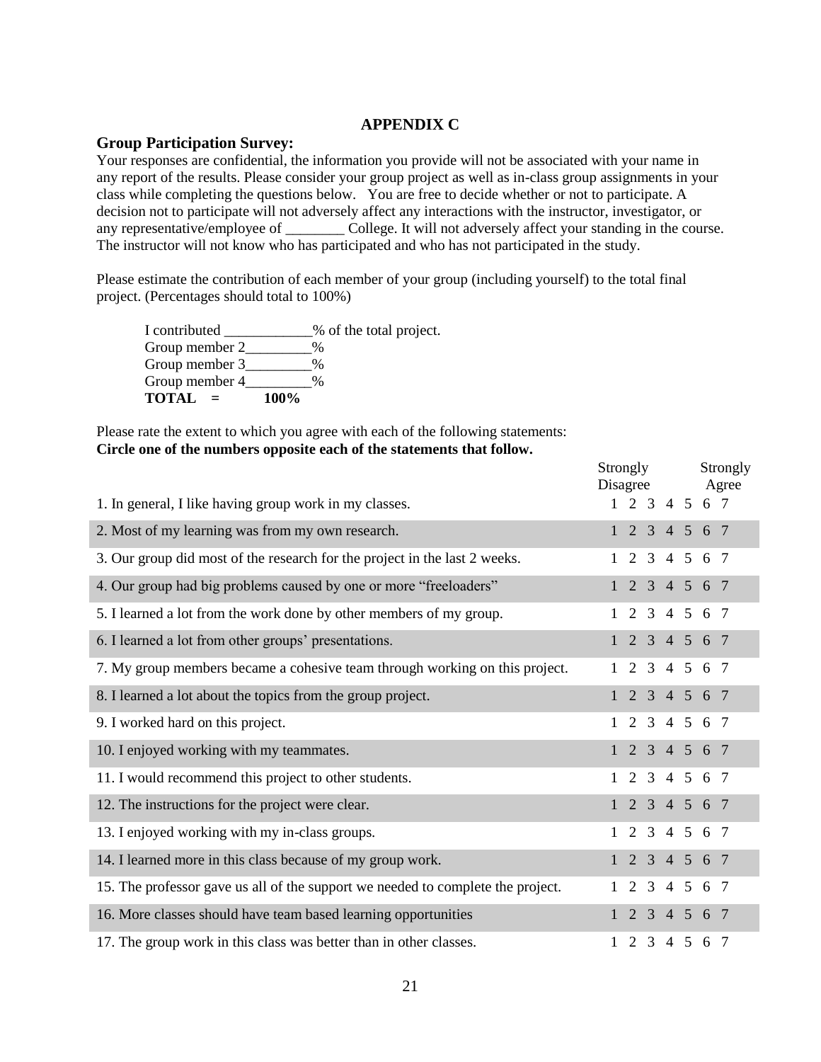# APPENDIX C

**Group Participation Survey:**

Your responses are confidential, the information you provide will not be associated with your name in any report of the results. Please consider your group project as well as in-class group assignments in your class while completing the questions below. You are free to decide whether or not to participate. A decision not to participate will not adversely affect any interactions with the instructor, investigator, or any representative/employee of ________ College. It will not adversely affect your standing in the course. The instructor will not know who has participated and who has not participated in the study.

Please estimate the contribution of each member of your group (including yourself) to the total final project. (Percentages should total to 100%)

I contributed ____________% of the total project.
Group member 2_________%
Group member 3_________%
Group member 4_________%
**TOTAL = 100%**

Please rate the extent to which you agree with each of the following statements:
**Circle one of the numbers opposite each of the statements that follow.**

| | Strongly Disagree | | | | | | Strongly Agree |
|---|---|---|---|---|---|---|---|
| 1. In general, I like having group work in my classes. | 1 | 2 | 3 | 4 | 5 | 6 | 7 |
| 2. Most of my learning was from my own research. | 1 | 2 | 3 | 4 | 5 | 6 | 7 |
| 3. Our group did most of the research for the project in the last 2 weeks. | 1 | 2 | 3 | 4 | 5 | 6 | 7 |
| 4. Our group had big problems caused by one or more "freeloaders" | 1 | 2 | 3 | 4 | 5 | 6 | 7 |
| 5. I learned a lot from the work done by other members of my group. | 1 | 2 | 3 | 4 | 5 | 6 | 7 |
| 6. I learned a lot from other groups' presentations. | 1 | 2 | 3 | 4 | 5 | 6 | 7 |
| 7. My group members became a cohesive team through working on this project. | 1 | 2 | 3 | 4 | 5 | 6 | 7 |
| 8. I learned a lot about the topics from the group project. | 1 | 2 | 3 | 4 | 5 | 6 | 7 |
| 9. I worked hard on this project. | 1 | 2 | 3 | 4 | 5 | 6 | 7 |
| 10. I enjoyed working with my teammates. | 1 | 2 | 3 | 4 | 5 | 6 | 7 |
| 11. I would recommend this project to other students. | 1 | 2 | 3 | 4 | 5 | 6 | 7 |
| 12. The instructions for the project were clear. | 1 | 2 | 3 | 4 | 5 | 6 | 7 |
| 13. I enjoyed working with my in-class groups. | 1 | 2 | 3 | 4 | 5 | 6 | 7 |
| 14. I learned more in this class because of my group work. | 1 | 2 | 3 | 4 | 5 | 6 | 7 |
| 15. The professor gave us all of the support we needed to complete the project. | 1 | 2 | 3 | 4 | 5 | 6 | 7 |
| 16. More classes should have team based learning opportunities | 1 | 2 | 3 | 4 | 5 | 6 | 7 |
| 17. The group work in this class was better than in other classes. | 1 | 2 | 3 | 4 | 5 | 6 | 7 |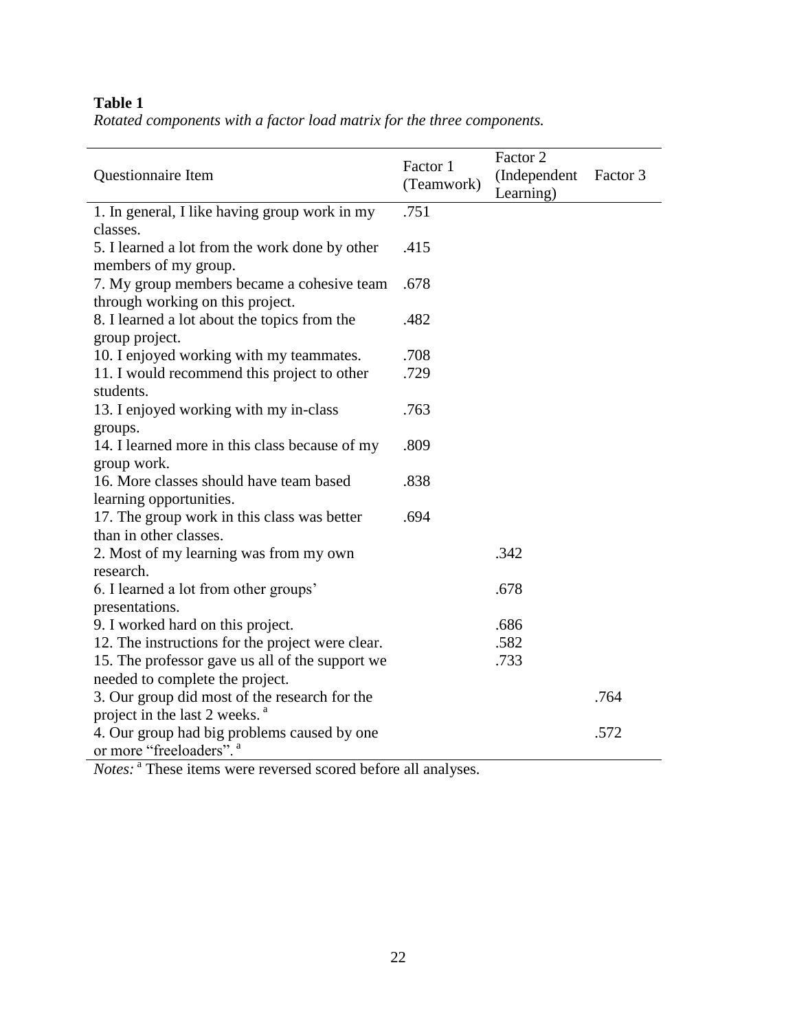**Table 1**

*Rotated components with a factor load matrix for the three components.*

| Questionnaire Item | Factor 1 (Teamwork) | Factor 2 (Independent Learning) | Factor 3 |
|---|---|---|---|
| 1. In general, I like having group work in my classes. | .751 | | |
| 5. I learned a lot from the work done by other members of my group. | .415 | | |
| 7. My group members became a cohesive team through working on this project. | .678 | | |
| 8. I learned a lot about the topics from the group project. | .482 | | |
| 10. I enjoyed working with my teammates. | .708 | | |
| 11. I would recommend this project to other students. | .729 | | |
| 13. I enjoyed working with my in-class groups. | .763 | | |
| 14. I learned more in this class because of my group work. | .809 | | |
| 16. More classes should have team based learning opportunities. | .838 | | |
| 17. The group work in this class was better than in other classes. | .694 | | |
| 2. Most of my learning was from my own research. | | .342 | |
| 6. I learned a lot from other groups' presentations. | | .678 | |
| 9. I worked hard on this project. | | .686 | |
| 12. The instructions for the project were clear. | | .582 | |
| 15. The professor gave us all of the support we needed to complete the project. | | .733 | |
| 3. Our group did most of the research for the project in the last 2 weeks. [a] | | | .764 |
| 4. Our group had big problems caused by one or more "freeloaders". [a] | | | .572 |

*Notes:* [a] These items were reversed scored before all analyses.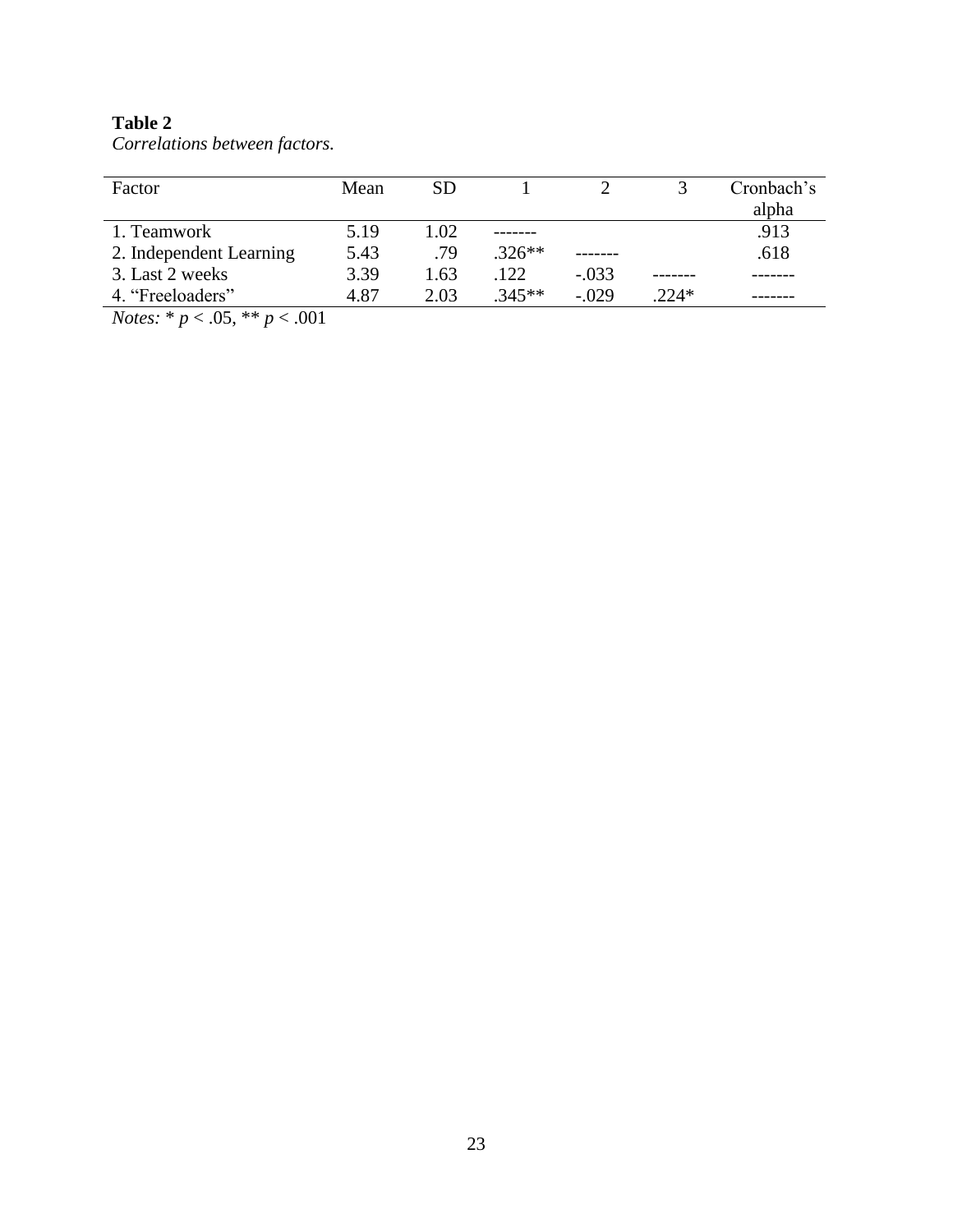**Table 2**

*Correlations between factors.*

| Factor | Mean | SD | 1 | 2 | 3 | Cronbach's alpha |
|---|---|---|---|---|---|---|
| 1. Teamwork | 5.19 | 1.02 | ------- | | | .913 |
| 2. Independent Learning | 5.43 | .79 | .326** | ------- | | .618 |
| 3. Last 2 weeks | 3.39 | 1.63 | .122 | -.033 | ------- | ------- |
| 4. "Freeloaders" | 4.87 | 2.03 | .345** | -.029 | .224* | ------- |

*Notes:* * $p < .05$, ** $p < .001$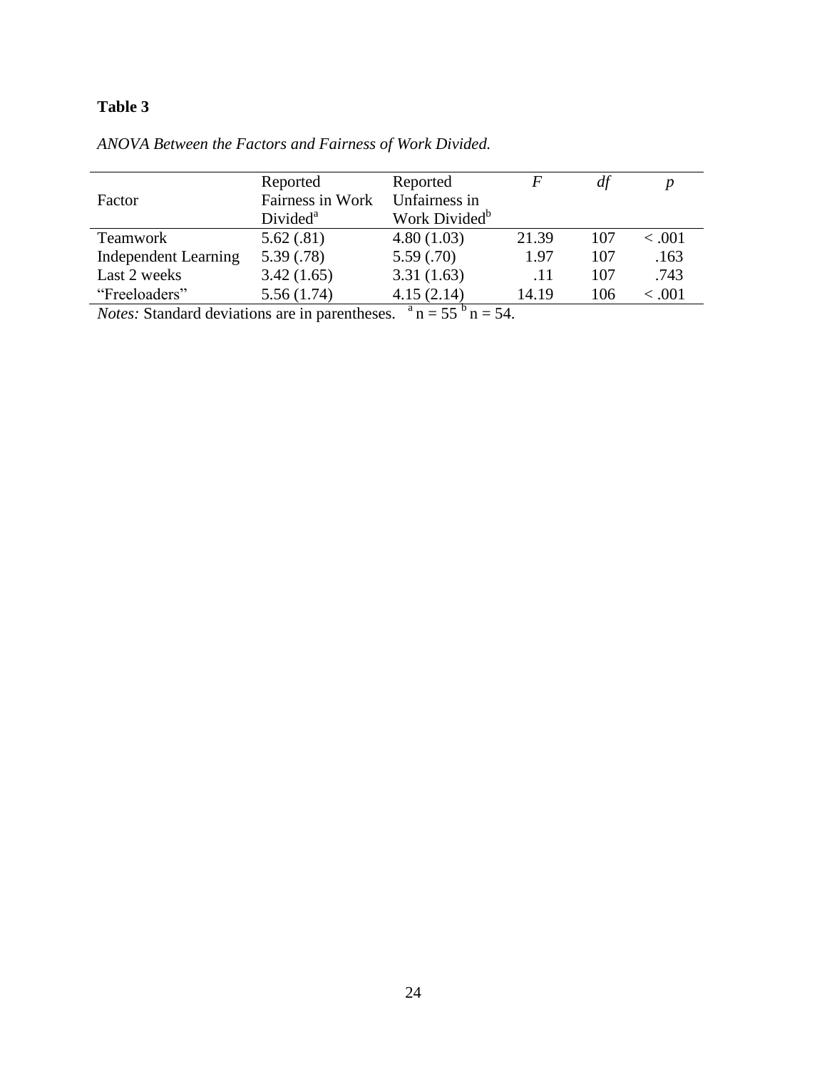**Table 3**

*ANOVA Between the Factors and Fairness of Work Divided.*

| Factor | Reported Fairness in Work Divided[a] | Reported Unfairness in Work Divided[b] | *F* | *df* | *p* |
|---|---|---|---|---|---|
| Teamwork | 5.62 (.81) | 4.80 (1.03) | 21.39 | 107 | < .001 |
| Independent Learning | 5.39 (.78) | 5.59 (.70) | 1.97 | 107 | .163 |
| Last 2 weeks | 3.42 (1.65) | 3.31 (1.63) | .11 | 107 | .743 |
| "Freeloaders" | 5.56 (1.74) | 4.15 (2.14) | 14.19 | 106 | < .001 |

*Notes:* Standard deviations are in parentheses. [a] n = 55 [b] n = 54.